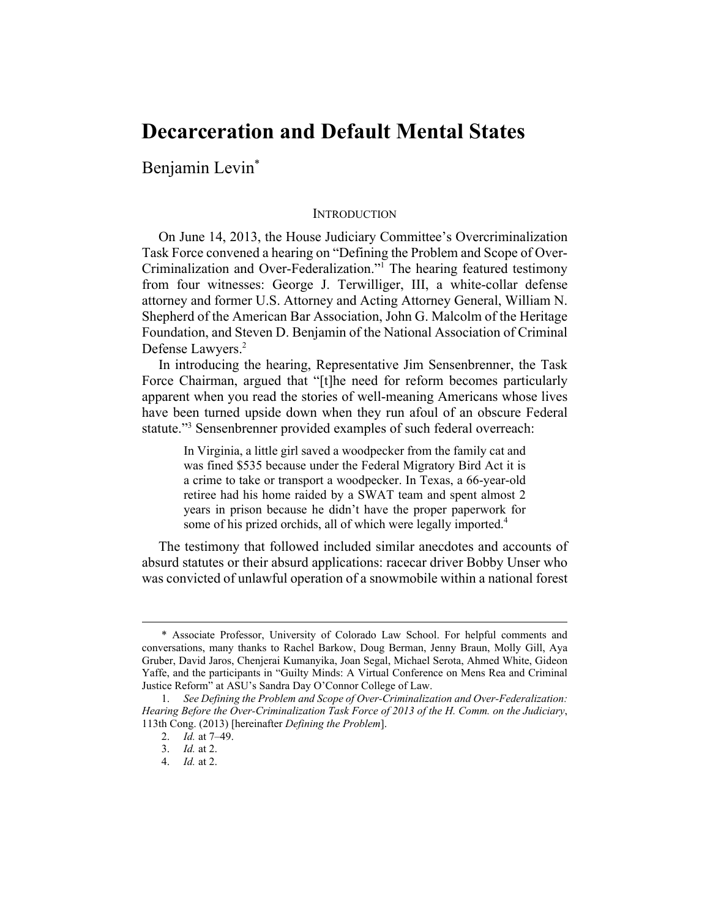# Decarceration and Default Mental States

Benjamin Levin*

## INTRODUCTION

On June 14, 2013, the House Judiciary Committee's Overcriminalization Task Force convened a hearing on "Defining the Problem and Scope of Over-Criminalization and Over-Federalization."[1] The hearing featured testimony from four witnesses: George J. Terwilliger, III, a white-collar defense attorney and former U.S. Attorney and Acting Attorney General, William N. Shepherd of the American Bar Association, John G. Malcolm of the Heritage Foundation, and Steven D. Benjamin of the National Association of Criminal Defense Lawyers.[2]

In introducing the hearing, Representative Jim Sensenbrenner, the Task Force Chairman, argued that "[t]he need for reform becomes particularly apparent when you read the stories of well-meaning Americans whose lives have been turned upside down when they run afoul of an obscure Federal statute."[3] Sensenbrenner provided examples of such federal overreach:

> In Virginia, a little girl saved a woodpecker from the family cat and was fined $535 because under the Federal Migratory Bird Act it is a crime to take or transport a woodpecker. In Texas, a 66-year-old retiree had his home raided by a SWAT team and spent almost 2 years in prison because he didn't have the proper paperwork for some of his prized orchids, all of which were legally imported.[4]

The testimony that followed included similar anecdotes and accounts of absurd statutes or their absurd applications: racecar driver Bobby Unser who was convicted of unlawful operation of a snowmobile within a national forest

---

\* Associate Professor, University of Colorado Law School. For helpful comments and conversations, many thanks to Rachel Barkow, Doug Berman, Jenny Braun, Molly Gill, Aya Gruber, David Jaros, Chenjerai Kumanyika, Joan Segal, Michael Serota, Ahmed White, Gideon Yaffe, and the participants in "Guilty Minds: A Virtual Conference on Mens Rea and Criminal Justice Reform" at ASU's Sandra Day O'Connor College of Law.

1. *See Defining the Problem and Scope of Over-Criminalization and Over-Federalization: Hearing Before the Over-Criminalization Task Force of 2013 of the H. Comm. on the Judiciary*, 113th Cong. (2013) [hereinafter *Defining the Problem*].

2. *Id.* at 7–49.

3. *Id.* at 2.

4. *Id.* at 2.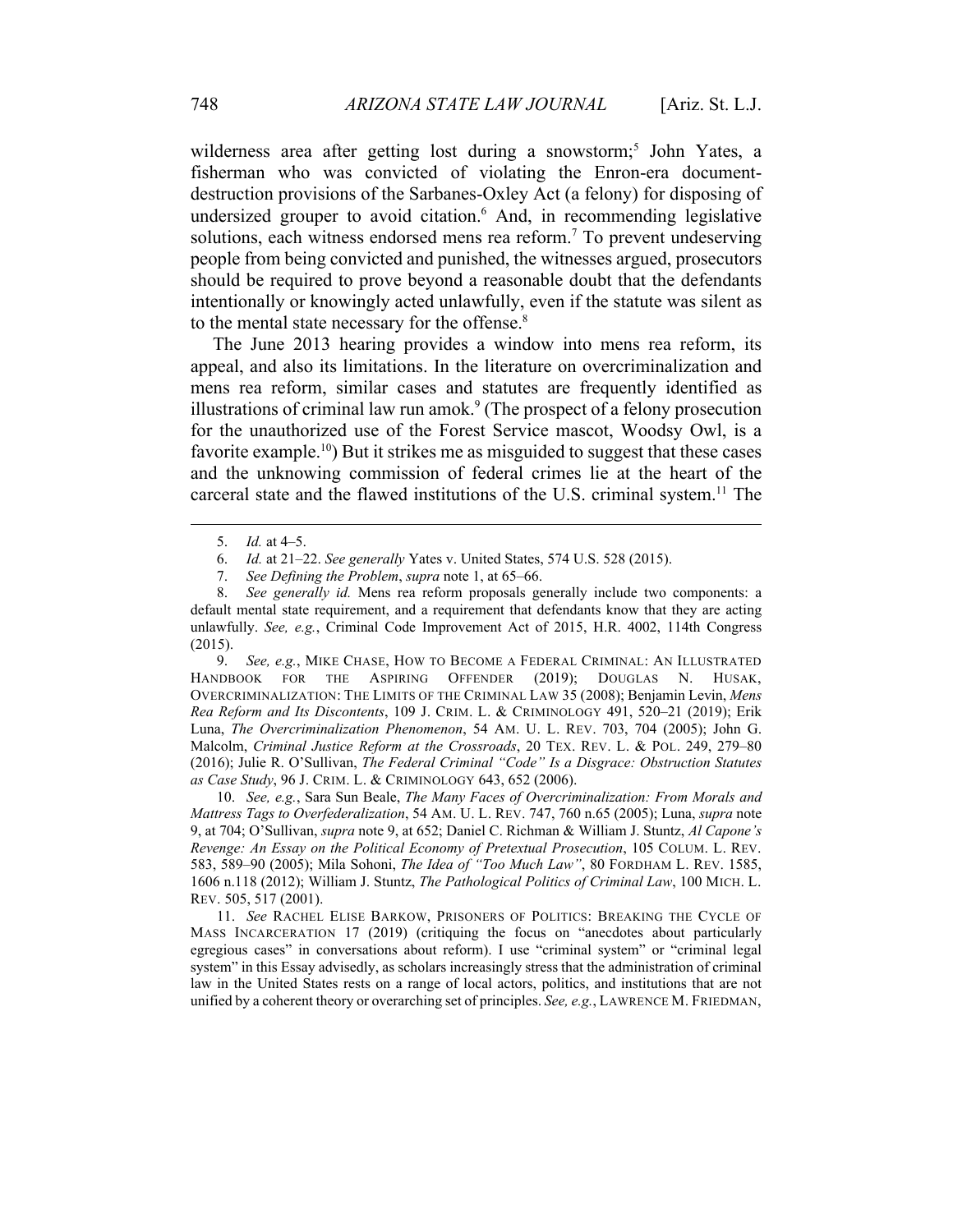wilderness area after getting lost during a snowstorm;[5] John Yates, a fisherman who was convicted of violating the Enron-era document-destruction provisions of the Sarbanes-Oxley Act (a felony) for disposing of undersized grouper to avoid citation.[6] And, in recommending legislative solutions, each witness endorsed mens rea reform.[7] To prevent undeserving people from being convicted and punished, the witnesses argued, prosecutors should be required to prove beyond a reasonable doubt that the defendants intentionally or knowingly acted unlawfully, even if the statute was silent as to the mental state necessary for the offense.[8]

The June 2013 hearing provides a window into mens rea reform, its appeal, and also its limitations. In the literature on overcriminalization and mens rea reform, similar cases and statutes are frequently identified as illustrations of criminal law run amok.[9] (The prospect of a felony prosecution for the unauthorized use of the Forest Service mascot, Woodsy Owl, is a favorite example.[10]) But it strikes me as misguided to suggest that these cases and the unknowing commission of federal crimes lie at the heart of the carceral state and the flawed institutions of the U.S. criminal system.[11] The

---

5. *Id.* at 4–5.

6. *Id.* at 21–22. *See generally* Yates v. United States, 574 U.S. 528 (2015).

7. *See Defining the Problem*, *supra* note 1, at 65–66.

8. *See generally id.* Mens rea reform proposals generally include two components: a default mental state requirement, and a requirement that defendants know that they are acting unlawfully. *See, e.g.*, Criminal Code Improvement Act of 2015, H.R. 4002, 114th Congress (2015).

9. *See, e.g.*, MIKE CHASE, HOW TO BECOME A FEDERAL CRIMINAL: AN ILLUSTRATED HANDBOOK FOR THE ASPIRING OFFENDER (2019); DOUGLAS N. HUSAK, OVERCRIMINALIZATION: THE LIMITS OF THE CRIMINAL LAW 35 (2008); Benjamin Levin, *Mens Rea Reform and Its Discontents*, 109 J. CRIM. L. & CRIMINOLOGY 491, 520–21 (2019); Erik Luna, *The Overcriminalization Phenomenon*, 54 AM. U. L. REV. 703, 704 (2005); John G. Malcolm, *Criminal Justice Reform at the Crossroads*, 20 TEX. REV. L. & POL. 249, 279–80 (2016); Julie R. O'Sullivan, *The Federal Criminal "Code" Is a Disgrace: Obstruction Statutes as Case Study*, 96 J. CRIM. L. & CRIMINOLOGY 643, 652 (2006).

10. *See, e.g.*, Sara Sun Beale, *The Many Faces of Overcriminalization: From Morals and Mattress Tags to Overfederalization*, 54 AM. U. L. REV. 747, 760 n.65 (2005); Luna, *supra* note 9, at 704; O'Sullivan, *supra* note 9, at 652; Daniel C. Richman & William J. Stuntz, *Al Capone's Revenge: An Essay on the Political Economy of Pretextual Prosecution*, 105 COLUM. L. REV. 583, 589–90 (2005); Mila Sohoni, *The Idea of "Too Much Law"*, 80 FORDHAM L. REV. 1585, 1606 n.118 (2012); William J. Stuntz, *The Pathological Politics of Criminal Law*, 100 MICH. L. REV. 505, 517 (2001).

11. *See* RACHEL ELISE BARKOW, PRISONERS OF POLITICS: BREAKING THE CYCLE OF MASS INCARCERATION 17 (2019) (critiquing the focus on "anecdotes about particularly egregious cases" in conversations about reform). I use "criminal system" or "criminal legal system" in this Essay advisedly, as scholars increasingly stress that the administration of criminal law in the United States rests on a range of local actors, politics, and institutions that are not unified by a coherent theory or overarching set of principles. *See, e.g.*, LAWRENCE M. FRIEDMAN,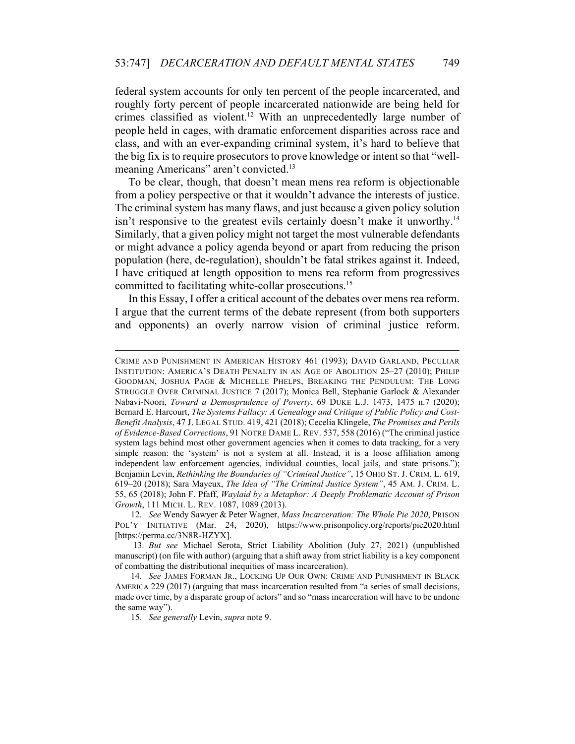federal system accounts for only ten percent of the people incarcerated, and roughly forty percent of people incarcerated nationwide are being held for crimes classified as violent.[12] With an unprecedentedly large number of people held in cages, with dramatic enforcement disparities across race and class, and with an ever-expanding criminal system, it's hard to believe that the big fix is to require prosecutors to prove knowledge or intent so that "well-meaning Americans" aren't convicted.[13]

To be clear, though, that doesn't mean mens rea reform is objectionable from a policy perspective or that it wouldn't advance the interests of justice. The criminal system has many flaws, and just because a given policy solution isn't responsive to the greatest evils certainly doesn't make it unworthy.[14] Similarly, that a given policy might not target the most vulnerable defendants or might advance a policy agenda beyond or apart from reducing the prison population (here, de-regulation), shouldn't be fatal strikes against it. Indeed, I have critiqued at length opposition to mens rea reform from progressives committed to facilitating white-collar prosecutions.[15]

In this Essay, I offer a critical account of the debates over mens rea reform. I argue that the current terms of the debate represent (from both supporters and opponents) an overly narrow vision of criminal justice reform.

---

CRIME AND PUNISHMENT IN AMERICAN HISTORY 461 (1993); DAVID GARLAND, PECULIAR INSTITUTION: AMERICA'S DEATH PENALTY IN AN AGE OF ABOLITION 25–27 (2010); PHILIP GOODMAN, JOSHUA PAGE & MICHELLE PHELPS, BREAKING THE PENDULUM: THE LONG STRUGGLE OVER CRIMINAL JUSTICE 7 (2017); Monica Bell, Stephanie Garlock & Alexander Nabavi-Noori, *Toward a Demosprudence of Poverty*, 69 DUKE L.J. 1473, 1475 n.7 (2020); Bernard E. Harcourt, *The Systems Fallacy: A Genealogy and Critique of Public Policy and Cost-Benefit Analysis*, 47 J. LEGAL STUD. 419, 421 (2018); Cecelia Klingele, *The Promises and Perils of Evidence-Based Corrections*, 91 NOTRE DAME L. REV. 537, 558 (2016) ("The criminal justice system lags behind most other government agencies when it comes to data tracking, for a very simple reason: the 'system' is not a system at all. Instead, it is a loose affiliation among independent law enforcement agencies, individual counties, local jails, and state prisons."); Benjamin Levin, *Rethinking the Boundaries of "Criminal Justice"*, 15 OHIO ST. J. CRIM. L. 619, 619–20 (2018); Sara Mayeux, *The Idea of "The Criminal Justice System"*, 45 AM. J. CRIM. L. 55, 65 (2018); John F. Pfaff, *Waylaid by a Metaphor: A Deeply Problematic Account of Prison Growth*, 111 MICH. L. REV. 1087, 1089 (2013).

12. *See* Wendy Sawyer & Peter Wagner, *Mass Incarceration: The Whole Pie 2020*, PRISON POL'Y INITIATIVE (Mar. 24, 2020), https://www.prisonpolicy.org/reports/pie2020.html [https://perma.cc/3N8R-HZYX].

13. *But see* Michael Serota, Strict Liability Abolition (July 27, 2021) (unpublished manuscript) (on file with author) (arguing that a shift away from strict liability is a key component of combatting the distributional inequities of mass incarceration).

14. *See* JAMES FORMAN JR., LOCKING UP OUR OWN: CRIME AND PUNISHMENT IN BLACK AMERICA 229 (2017) (arguing that mass incarceration resulted from "a series of small decisions, made over time, by a disparate group of actors" and so "mass incarceration will have to be undone the same way").

15. *See generally* Levin, *supra* note 9.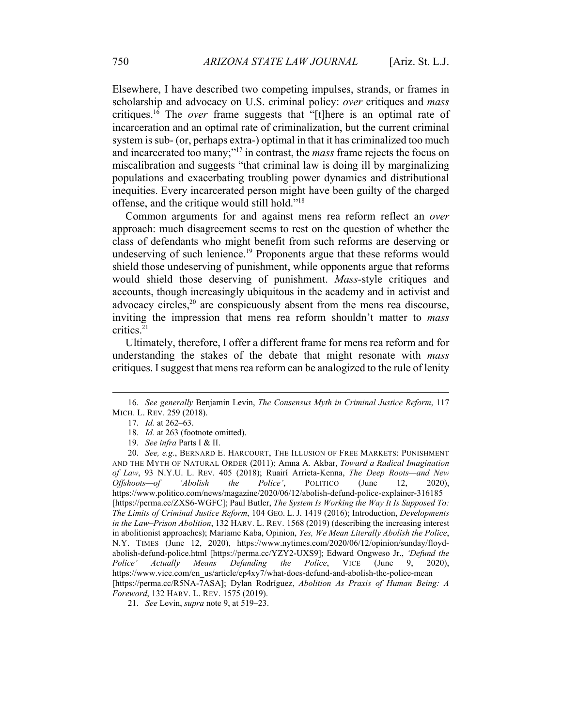Elsewhere, I have described two competing impulses, strands, or frames in scholarship and advocacy on U.S. criminal policy: *over* critiques and *mass* critiques.[16] The *over* frame suggests that "[t]here is an optimal rate of incarceration and an optimal rate of criminalization, but the current criminal system is sub- (or, perhaps extra-) optimal in that it has criminalized too much and incarcerated too many;"[17] in contrast, the *mass* frame rejects the focus on miscalibration and suggests "that criminal law is doing ill by marginalizing populations and exacerbating troubling power dynamics and distributional inequities. Every incarcerated person might have been guilty of the charged offense, and the critique would still hold."[18]

Common arguments for and against mens rea reform reflect an *over* approach: much disagreement seems to rest on the question of whether the class of defendants who might benefit from such reforms are deserving or undeserving of such lenience.[19] Proponents argue that these reforms would shield those undeserving of punishment, while opponents argue that reforms would shield those deserving of punishment. *Mass*-style critiques and accounts, though increasingly ubiquitous in the academy and in activist and advocacy circles,[20] are conspicuously absent from the mens rea discourse, inviting the impression that mens rea reform shouldn't matter to *mass* critics.[21]

Ultimately, therefore, I offer a different frame for mens rea reform and for understanding the stakes of the debate that might resonate with *mass* critiques. I suggest that mens rea reform can be analogized to the rule of lenity

---

16. *See generally* Benjamin Levin, *The Consensus Myth in Criminal Justice Reform*, 117 MICH. L. REV. 259 (2018).

17. *Id.* at 262–63.

18. *Id.* at 263 (footnote omitted).

19. *See infra* Parts I & II.

20. *See, e.g.*, BERNARD E. HARCOURT, THE ILLUSION OF FREE MARKETS: PUNISHMENT AND THE MYTH OF NATURAL ORDER (2011); Amna A. Akbar, *Toward a Radical Imagination of Law*, 93 N.Y.U. L. REV. 405 (2018); Ruairí Arrieta-Kenna, *The Deep Roots—and New Offshoots—of 'Abolish the Police'*, POLITICO (June 12, 2020), https://www.politico.com/news/magazine/2020/06/12/abolish-defund-police-explainer-316185 [https://perma.cc/ZXS6-WGFC]; Paul Butler, *The System Is Working the Way It Is Supposed To: The Limits of Criminal Justice Reform*, 104 GEO. L. J. 1419 (2016); Introduction, *Developments in the Law–Prison Abolition*, 132 HARV. L. REV. 1568 (2019) (describing the increasing interest in abolitionist approaches); Mariame Kaba, Opinion, *Yes, We Mean Literally Abolish the Police*, N.Y. TIMES (June 12, 2020), https://www.nytimes.com/2020/06/12/opinion/sunday/floyd-abolish-defund-police.html [https://perma.cc/YZY2-UXS9]; Edward Ongweso Jr., *'Defund the Police' Actually Means Defunding the Police*, VICE (June 9, 2020), https://www.vice.com/en_us/article/ep4xy7/what-does-defund-and-abolish-the-police-mean [https://perma.cc/R5NA-7ASA]; Dylan Rodríguez, *Abolition As Praxis of Human Being: A Foreword*, 132 HARV. L. REV. 1575 (2019).

21. *See* Levin, *supra* note 9, at 519–23.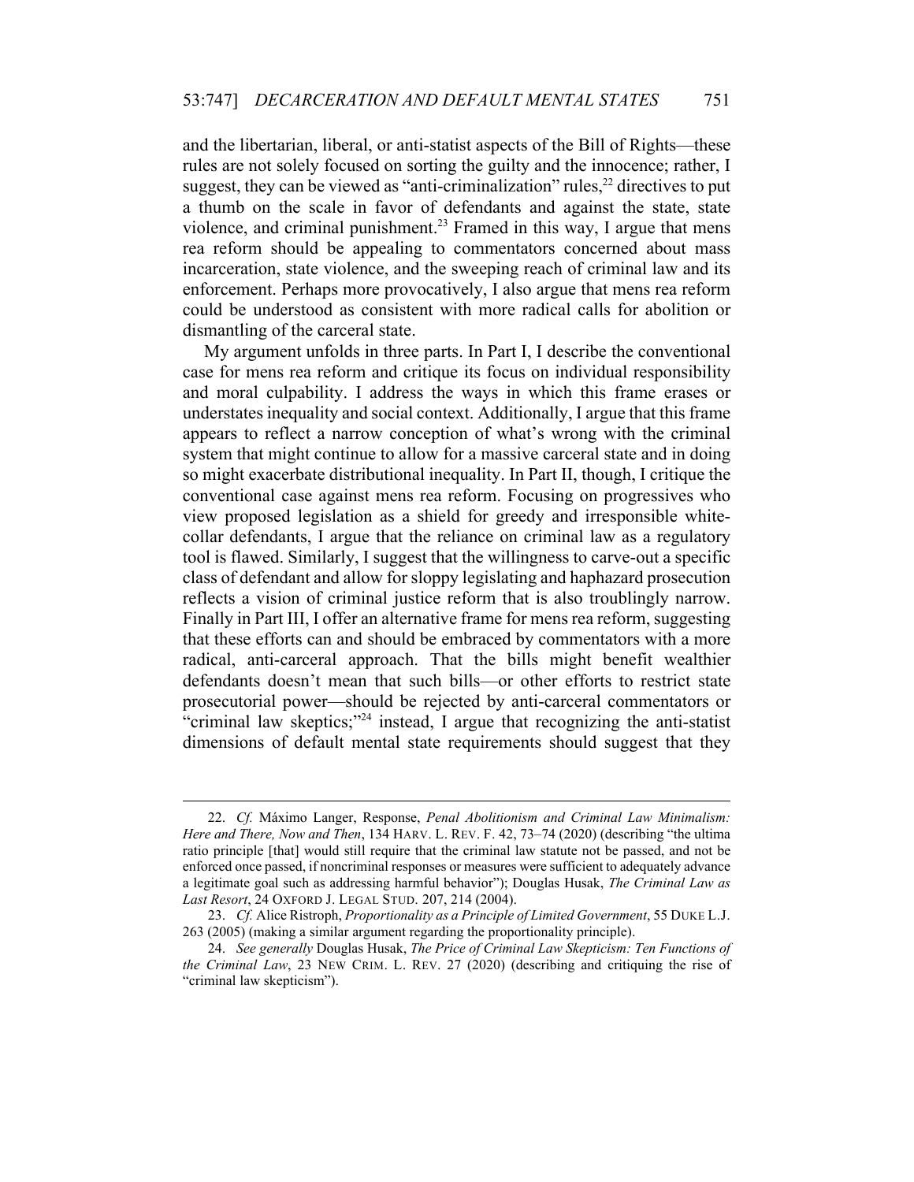and the libertarian, liberal, or anti-statist aspects of the Bill of Rights—these rules are not solely focused on sorting the guilty and the innocence; rather, I suggest, they can be viewed as "anti-criminalization" rules,[22] directives to put a thumb on the scale in favor of defendants and against the state, state violence, and criminal punishment.[23] Framed in this way, I argue that mens rea reform should be appealing to commentators concerned about mass incarceration, state violence, and the sweeping reach of criminal law and its enforcement. Perhaps more provocatively, I also argue that mens rea reform could be understood as consistent with more radical calls for abolition or dismantling of the carceral state.

My argument unfolds in three parts. In Part I, I describe the conventional case for mens rea reform and critique its focus on individual responsibility and moral culpability. I address the ways in which this frame erases or understates inequality and social context. Additionally, I argue that this frame appears to reflect a narrow conception of what's wrong with the criminal system that might continue to allow for a massive carceral state and in doing so might exacerbate distributional inequality. In Part II, though, I critique the conventional case against mens rea reform. Focusing on progressives who view proposed legislation as a shield for greedy and irresponsible white-collar defendants, I argue that the reliance on criminal law as a regulatory tool is flawed. Similarly, I suggest that the willingness to carve-out a specific class of defendant and allow for sloppy legislating and haphazard prosecution reflects a vision of criminal justice reform that is also troublingly narrow. Finally in Part III, I offer an alternative frame for mens rea reform, suggesting that these efforts can and should be embraced by commentators with a more radical, anti-carceral approach. That the bills might benefit wealthier defendants doesn't mean that such bills—or other efforts to restrict state prosecutorial power—should be rejected by anti-carceral commentators or "criminal law skeptics;"[24] instead, I argue that recognizing the anti-statist dimensions of default mental state requirements should suggest that they

---

22. *Cf.* Máximo Langer, Response, *Penal Abolitionism and Criminal Law Minimalism: Here and There, Now and Then*, 134 HARV. L. REV. F. 42, 73–74 (2020) (describing "the ultima ratio principle [that] would still require that the criminal law statute not be passed, and not be enforced once passed, if noncriminal responses or measures were sufficient to adequately advance a legitimate goal such as addressing harmful behavior"); Douglas Husak, *The Criminal Law as Last Resort*, 24 OXFORD J. LEGAL STUD. 207, 214 (2004).

23. *Cf.* Alice Ristroph, *Proportionality as a Principle of Limited Government*, 55 DUKE L.J. 263 (2005) (making a similar argument regarding the proportionality principle).

24. *See generally* Douglas Husak, *The Price of Criminal Law Skepticism: Ten Functions of the Criminal Law*, 23 NEW CRIM. L. REV. 27 (2020) (describing and critiquing the rise of "criminal law skepticism").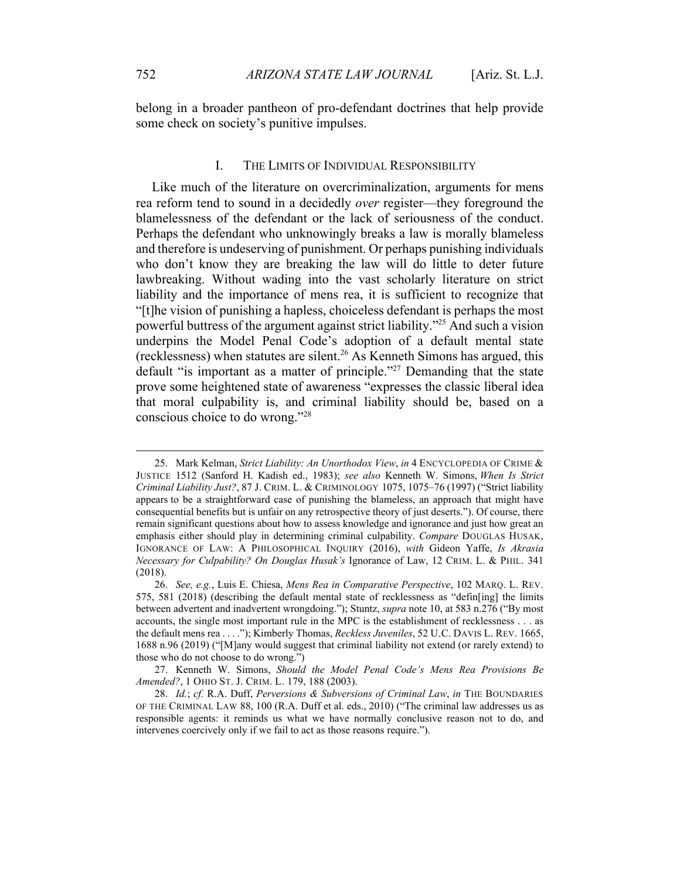belong in a broader pantheon of pro-defendant doctrines that help provide some check on society's punitive impulses.

## I. THE LIMITS OF INDIVIDUAL RESPONSIBILITY

Like much of the literature on overcriminalization, arguments for mens rea reform tend to sound in a decidedly *over* register—they foreground the blamelessness of the defendant or the lack of seriousness of the conduct. Perhaps the defendant who unknowingly breaks a law is morally blameless and therefore is undeserving of punishment. Or perhaps punishing individuals who don't know they are breaking the law will do little to deter future lawbreaking. Without wading into the vast scholarly literature on strict liability and the importance of mens rea, it is sufficient to recognize that "[t]he vision of punishing a hapless, choiceless defendant is perhaps the most powerful buttress of the argument against strict liability."[25] And such a vision underpins the Model Penal Code's adoption of a default mental state (recklessness) when statutes are silent.[26] As Kenneth Simons has argued, this default "is important as a matter of principle."[27] Demanding that the state prove some heightened state of awareness "expresses the classic liberal idea that moral culpability is, and criminal liability should be, based on a conscious choice to do wrong."[28]

---

25. Mark Kelman, *Strict Liability: An Unorthodox View*, *in* 4 ENCYCLOPEDIA OF CRIME & JUSTICE 1512 (Sanford H. Kadish ed., 1983); *see also* Kenneth W. Simons, *When Is Strict Criminal Liability Just?*, 87 J. CRIM. L. & CRIMINOLOGY 1075, 1075–76 (1997) ("Strict liability appears to be a straightforward case of punishing the blameless, an approach that might have consequential benefits but is unfair on any retrospective theory of just deserts."). Of course, there remain significant questions about how to assess knowledge and ignorance and just how great an emphasis either should play in determining criminal culpability. *Compare* DOUGLAS HUSAK, IGNORANCE OF LAW: A PHILOSOPHICAL INQUIRY (2016), *with* Gideon Yaffe, *Is Akrasia Necessary for Culpability? On Douglas Husak's* Ignorance of Law, 12 CRIM. L. & PHIL. 341 (2018).

26. *See, e.g.*, Luis E. Chiesa, *Mens Rea in Comparative Perspective*, 102 MARQ. L. REV. 575, 581 (2018) (describing the default mental state of recklessness as "defin[ing] the limits between advertent and inadvertent wrongdoing."); Stuntz, *supra* note 10, at 583 n.276 ("By most accounts, the single most important rule in the MPC is the establishment of recklessness . . . as the default mens rea . . . ."); Kimberly Thomas, *Reckless Juveniles*, 52 U.C. DAVIS L. REV. 1665, 1688 n.96 (2019) ("[M]any would suggest that criminal liability not extend (or rarely extend) to those who do not choose to do wrong.")

27. Kenneth W. Simons, *Should the Model Penal Code's Mens Rea Provisions Be Amended?*, 1 OHIO ST. J. CRIM. L. 179, 188 (2003).

28. *Id.*; *cf.* R.A. Duff, *Perversions & Subversions of Criminal Law*, *in* THE BOUNDARIES OF THE CRIMINAL LAW 88, 100 (R.A. Duff et al. eds., 2010) ("The criminal law addresses us as responsible agents: it reminds us what we have normally conclusive reason not to do, and intervenes coercively only if we fail to act as those reasons require.").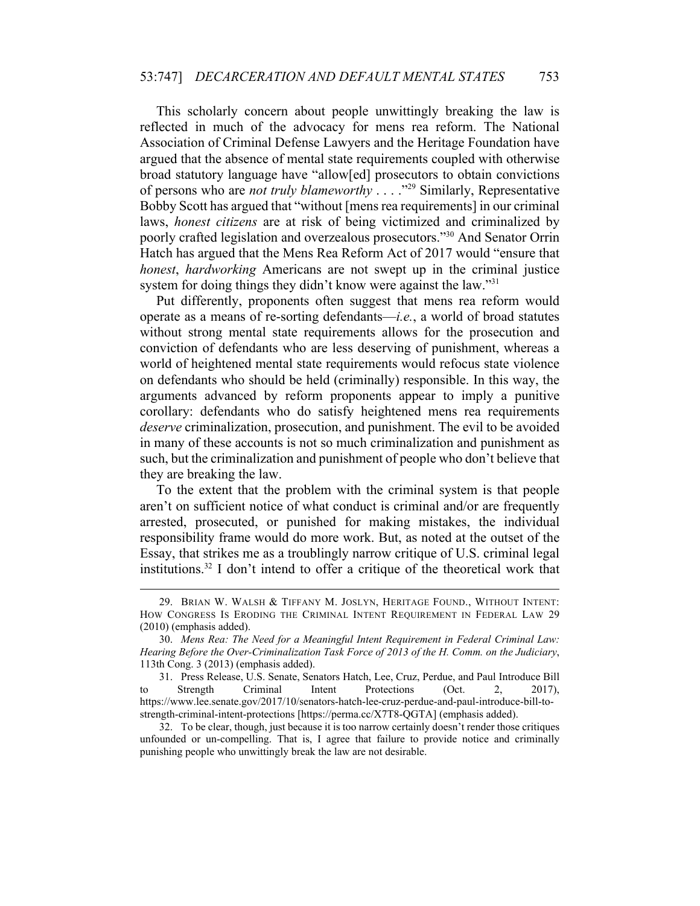This scholarly concern about people unwittingly breaking the law is reflected in much of the advocacy for mens rea reform. The National Association of Criminal Defense Lawyers and the Heritage Foundation have argued that the absence of mental state requirements coupled with otherwise broad statutory language have "allow[ed] prosecutors to obtain convictions of persons who are *not truly blameworthy* . . . ."[29] Similarly, Representative Bobby Scott has argued that "without [mens rea requirements] in our criminal laws, *honest citizens* are at risk of being victimized and criminalized by poorly crafted legislation and overzealous prosecutors."[30] And Senator Orrin Hatch has argued that the Mens Rea Reform Act of 2017 would "ensure that *honest*, *hardworking* Americans are not swept up in the criminal justice system for doing things they didn't know were against the law."[31]

Put differently, proponents often suggest that mens rea reform would operate as a means of re-sorting defendants—*i.e.*, a world of broad statutes without strong mental state requirements allows for the prosecution and conviction of defendants who are less deserving of punishment, whereas a world of heightened mental state requirements would refocus state violence on defendants who should be held (criminally) responsible. In this way, the arguments advanced by reform proponents appear to imply a punitive corollary: defendants who do satisfy heightened mens rea requirements *deserve* criminalization, prosecution, and punishment. The evil to be avoided in many of these accounts is not so much criminalization and punishment as such, but the criminalization and punishment of people who don't believe that they are breaking the law.

To the extent that the problem with the criminal system is that people aren't on sufficient notice of what conduct is criminal and/or are frequently arrested, prosecuted, or punished for making mistakes, the individual responsibility frame would do more work. But, as noted at the outset of the Essay, that strikes me as a troublingly narrow critique of U.S. criminal legal institutions.[32] I don't intend to offer a critique of the theoretical work that

---

29. BRIAN W. WALSH & TIFFANY M. JOSLYN, HERITAGE FOUND., WITHOUT INTENT: HOW CONGRESS IS ERODING THE CRIMINAL INTENT REQUIREMENT IN FEDERAL LAW 29 (2010) (emphasis added).

30. *Mens Rea: The Need for a Meaningful Intent Requirement in Federal Criminal Law: Hearing Before the Over-Criminalization Task Force of 2013 of the H. Comm. on the Judiciary*, 113th Cong. 3 (2013) (emphasis added).

31. Press Release, U.S. Senate, Senators Hatch, Lee, Cruz, Perdue, and Paul Introduce Bill to Strength Criminal Intent Protections (Oct. 2, 2017), https://www.lee.senate.gov/2017/10/senators-hatch-lee-cruz-perdue-and-paul-introduce-bill-to-strength-criminal-intent-protections [https://perma.cc/X7T8-QGTA] (emphasis added).

32. To be clear, though, just because it is too narrow certainly doesn't render those critiques unfounded or un-compelling. That is, I agree that failure to provide notice and criminally punishing people who unwittingly break the law are not desirable.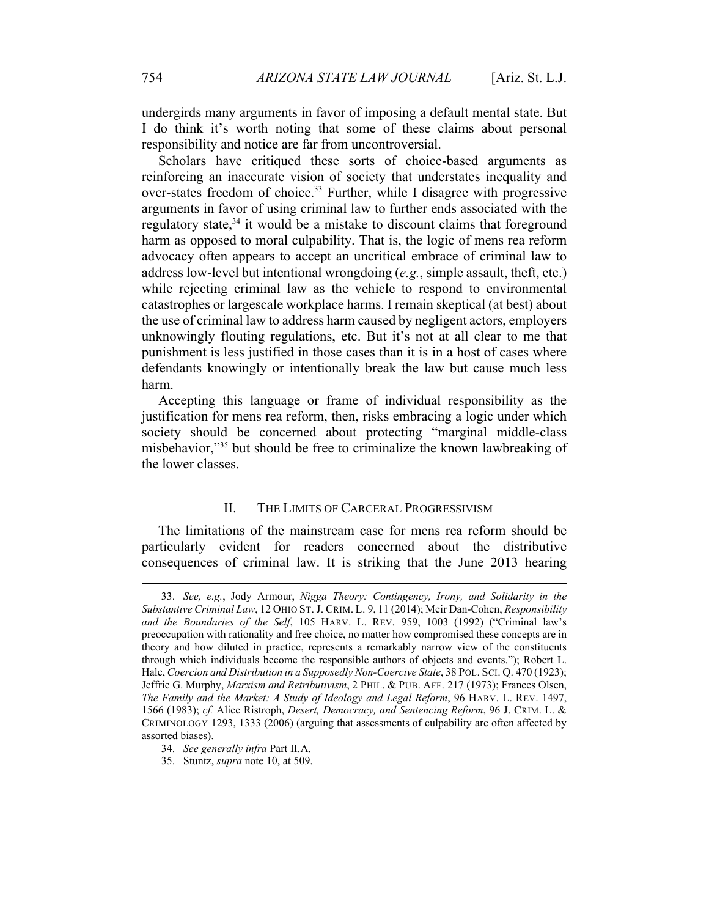undergirds many arguments in favor of imposing a default mental state. But I do think it's worth noting that some of these claims about personal responsibility and notice are far from uncontroversial.

Scholars have critiqued these sorts of choice-based arguments as reinforcing an inaccurate vision of society that understates inequality and over-states freedom of choice.[33] Further, while I disagree with progressive arguments in favor of using criminal law to further ends associated with the regulatory state,[34] it would be a mistake to discount claims that foreground harm as opposed to moral culpability. That is, the logic of mens rea reform advocacy often appears to accept an uncritical embrace of criminal law to address low-level but intentional wrongdoing (*e.g.*, simple assault, theft, etc.) while rejecting criminal law as the vehicle to respond to environmental catastrophes or largescale workplace harms. I remain skeptical (at best) about the use of criminal law to address harm caused by negligent actors, employers unknowingly flouting regulations, etc. But it's not at all clear to me that punishment is less justified in those cases than it is in a host of cases where defendants knowingly or intentionally break the law but cause much less harm.

Accepting this language or frame of individual responsibility as the justification for mens rea reform, then, risks embracing a logic under which society should be concerned about protecting "marginal middle-class misbehavior,"[35] but should be free to criminalize the known lawbreaking of the lower classes.

## II. THE LIMITS OF CARCERAL PROGRESSIVISM

The limitations of the mainstream case for mens rea reform should be particularly evident for readers concerned about the distributive consequences of criminal law. It is striking that the June 2013 hearing

---

33. *See, e.g.*, Jody Armour, *Nigga Theory: Contingency, Irony, and Solidarity in the Substantive Criminal Law*, 12 OHIO ST. J. CRIM. L. 9, 11 (2014); Meir Dan-Cohen, *Responsibility and the Boundaries of the Self*, 105 HARV. L. REV. 959, 1003 (1992) ("Criminal law's preoccupation with rationality and free choice, no matter how compromised these concepts are in theory and how diluted in practice, represents a remarkably narrow view of the constituents through which individuals become the responsible authors of objects and events."); Robert L. Hale, *Coercion and Distribution in a Supposedly Non-Coercive State*, 38 POL. SCI. Q. 470 (1923); Jeffrie G. Murphy, *Marxism and Retributivism*, 2 PHIL. & PUB. AFF. 217 (1973); Frances Olsen, *The Family and the Market: A Study of Ideology and Legal Reform*, 96 HARV. L. REV. 1497, 1566 (1983); *cf.* Alice Ristroph, *Desert, Democracy, and Sentencing Reform*, 96 J. CRIM. L. & CRIMINOLOGY 1293, 1333 (2006) (arguing that assessments of culpability are often affected by assorted biases).

34. *See generally infra* Part II.A.

35. Stuntz, *supra* note 10, at 509.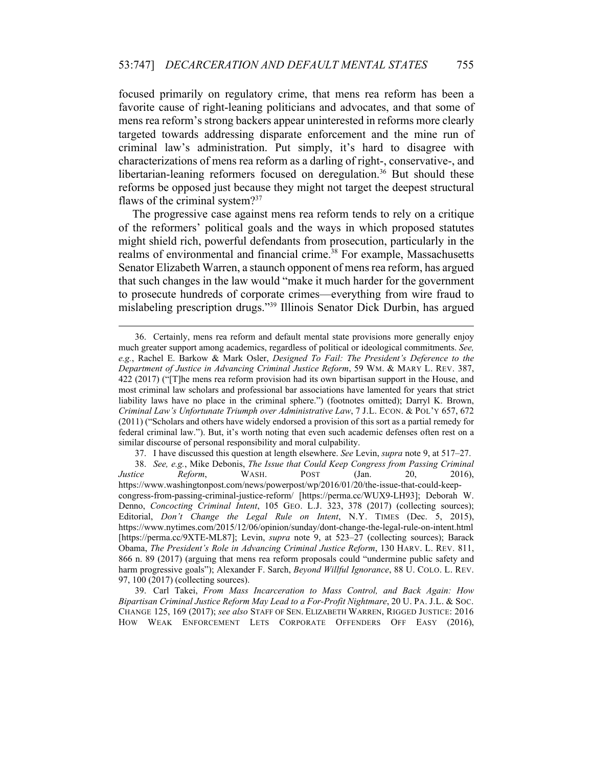focused primarily on regulatory crime, that mens rea reform has been a favorite cause of right-leaning politicians and advocates, and that some of mens rea reform's strong backers appear uninterested in reforms more clearly targeted towards addressing disparate enforcement and the mine run of criminal law's administration. Put simply, it's hard to disagree with characterizations of mens rea reform as a darling of right-, conservative-, and libertarian-leaning reformers focused on deregulation.[36] But should these reforms be opposed just because they might not target the deepest structural flaws of the criminal system?[37]

The progressive case against mens rea reform tends to rely on a critique of the reformers' political goals and the ways in which proposed statutes might shield rich, powerful defendants from prosecution, particularly in the realms of environmental and financial crime.[38] For example, Massachusetts Senator Elizabeth Warren, a staunch opponent of mens rea reform, has argued that such changes in the law would "make it much harder for the government to prosecute hundreds of corporate crimes—everything from wire fraud to mislabeling prescription drugs."[39] Illinois Senator Dick Durbin, has argued

---

36. Certainly, mens rea reform and default mental state provisions more generally enjoy much greater support among academics, regardless of political or ideological commitments. *See, e.g.*, Rachel E. Barkow & Mark Osler, *Designed To Fail: The President's Deference to the Department of Justice in Advancing Criminal Justice Reform*, 59 WM. & MARY L. REV. 387, 422 (2017) ("[T]he mens rea reform provision had its own bipartisan support in the House, and most criminal law scholars and professional bar associations have lamented for years that strict liability laws have no place in the criminal sphere.") (footnotes omitted); Darryl K. Brown, *Criminal Law's Unfortunate Triumph over Administrative Law*, 7 J.L. ECON. & POL'Y 657, 672 (2011) ("Scholars and others have widely endorsed a provision of this sort as a partial remedy for federal criminal law."). But, it's worth noting that even such academic defenses often rest on a similar discourse of personal responsibility and moral culpability.

37. I have discussed this question at length elsewhere. *See* Levin, *supra* note 9, at 517–27.

38. *See, e.g.*, Mike Debonis, *The Issue that Could Keep Congress from Passing Criminal Justice Reform*, WASH. POST (Jan. 20, 2016), https://www.washingtonpost.com/news/powerpost/wp/2016/01/20/the-issue-that-could-keep-congress-from-passing-criminal-justice-reform/ [https://perma.cc/WUX9-LH93]; Deborah W. Denno, *Concocting Criminal Intent*, 105 GEO. L.J. 323, 378 (2017) (collecting sources); Editorial, *Don't Change the Legal Rule on Intent*, N.Y. TIMES (Dec. 5, 2015), https://www.nytimes.com/2015/12/06/opinion/sunday/dont-change-the-legal-rule-on-intent.html [https://perma.cc/9XTE-ML87]; Levin, *supra* note 9, at 523–27 (collecting sources); Barack Obama, *The President's Role in Advancing Criminal Justice Reform*, 130 HARV. L. REV. 811, 866 n. 89 (2017) (arguing that mens rea reform proposals could "undermine public safety and harm progressive goals"); Alexander F. Sarch, *Beyond Willful Ignorance*, 88 U. COLO. L. REV. 97, 100 (2017) (collecting sources).

39. Carl Takei, *From Mass Incarceration to Mass Control, and Back Again: How Bipartisan Criminal Justice Reform May Lead to a For-Profit Nightmare*, 20 U. PA. J.L. & SOC. CHANGE 125, 169 (2017); *see also* STAFF OF SEN. ELIZABETH WARREN, RIGGED JUSTICE: 2016 HOW WEAK ENFORCEMENT LETS CORPORATE OFFENDERS OFF EASY (2016),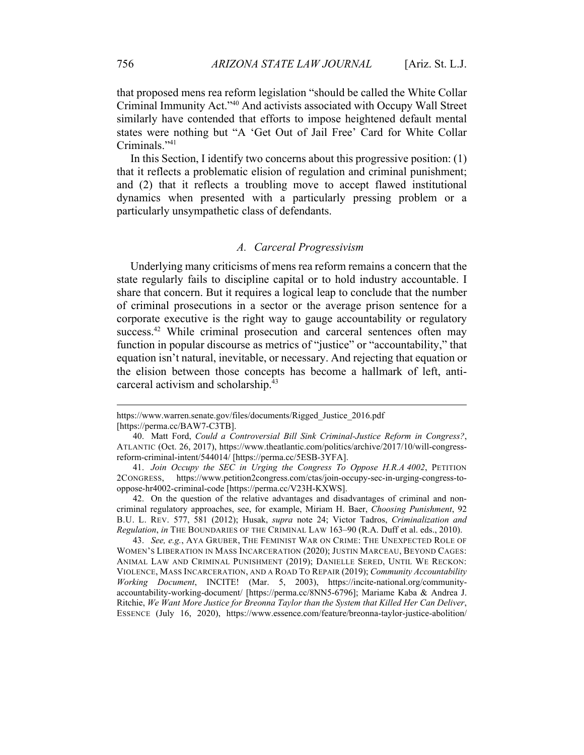that proposed mens rea reform legislation "should be called the White Collar Criminal Immunity Act."[40] And activists associated with Occupy Wall Street similarly have contended that efforts to impose heightened default mental states were nothing but "A 'Get Out of Jail Free' Card for White Collar Criminals."[41]

In this Section, I identify two concerns about this progressive position: (1) that it reflects a problematic elision of regulation and criminal punishment; and (2) that it reflects a troubling move to accept flawed institutional dynamics when presented with a particularly pressing problem or a particularly unsympathetic class of defendants.

### *A. Carceral Progressivism*

Underlying many criticisms of mens rea reform remains a concern that the state regularly fails to discipline capital or to hold industry accountable. I share that concern. But it requires a logical leap to conclude that the number of criminal prosecutions in a sector or the average prison sentence for a corporate executive is the right way to gauge accountability or regulatory success.[42] While criminal prosecution and carceral sentences often may function in popular discourse as metrics of "justice" or "accountability," that equation isn't natural, inevitable, or necessary. And rejecting that equation or the elision between those concepts has become a hallmark of left, anti-carceral activism and scholarship.[43]

---

https://www.warren.senate.gov/files/documents/Rigged_Justice_2016.pdf [https://perma.cc/BAW7-C3TB].

40. Matt Ford, *Could a Controversial Bill Sink Criminal-Justice Reform in Congress?*, ATLANTIC (Oct. 26, 2017), https://www.theatlantic.com/politics/archive/2017/10/will-congress-reform-criminal-intent/544014/ [https://perma.cc/5ESB-3YFA].

41. *Join Occupy the SEC in Urging the Congress To Oppose H.R.A 4002*, PETITION 2CONGRESS, https://www.petition2congress.com/ctas/join-occupy-sec-in-urging-congress-to-oppose-hr4002-criminal-code [https://perma.cc/V23H-KXWS].

42. On the question of the relative advantages and disadvantages of criminal and non-criminal regulatory approaches, see, for example, Miriam H. Baer, *Choosing Punishment*, 92 B.U. L. REV. 577, 581 (2012); Husak, *supra* note 24; Victor Tadros, *Criminalization and Regulation*, *in* THE BOUNDARIES OF THE CRIMINAL LAW 163–90 (R.A. Duff et al. eds., 2010).

43. *See, e.g.*, AYA GRUBER, THE FEMINIST WAR ON CRIME: THE UNEXPECTED ROLE OF WOMEN'S LIBERATION IN MASS INCARCERATION (2020); JUSTIN MARCEAU, BEYOND CAGES: ANIMAL LAW AND CRIMINAL PUNISHMENT (2019); DANIELLE SERED, UNTIL WE RECKON: VIOLENCE, MASS INCARCERATION, AND A ROAD TO REPAIR (2019); *Community Accountability Working Document*, INCITE! (Mar. 5, 2003), https://incite-national.org/community-accountability-working-document/ [https://perma.cc/8NN5-6796]; Mariame Kaba & Andrea J. Ritchie, *We Want More Justice for Breonna Taylor than the System that Killed Her Can Deliver*, ESSENCE (July 16, 2020), https://www.essence.com/feature/breonna-taylor-justice-abolition/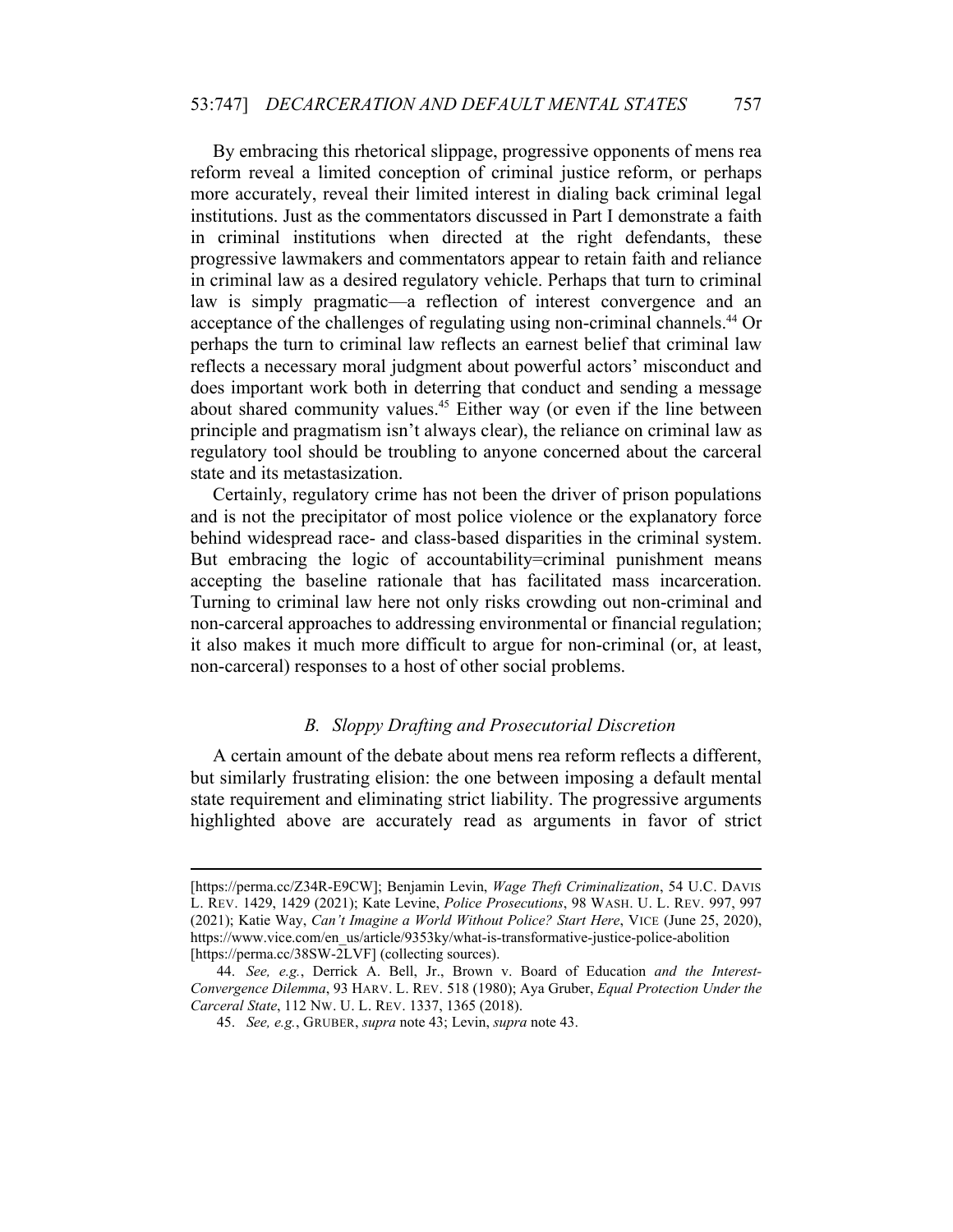By embracing this rhetorical slippage, progressive opponents of mens rea reform reveal a limited conception of criminal justice reform, or perhaps more accurately, reveal their limited interest in dialing back criminal legal institutions. Just as the commentators discussed in Part I demonstrate a faith in criminal institutions when directed at the right defendants, these progressive lawmakers and commentators appear to retain faith and reliance in criminal law as a desired regulatory vehicle. Perhaps that turn to criminal law is simply pragmatic—a reflection of interest convergence and an acceptance of the challenges of regulating using non-criminal channels.[44] Or perhaps the turn to criminal law reflects an earnest belief that criminal law reflects a necessary moral judgment about powerful actors' misconduct and does important work both in deterring that conduct and sending a message about shared community values.[45] Either way (or even if the line between principle and pragmatism isn't always clear), the reliance on criminal law as regulatory tool should be troubling to anyone concerned about the carceral state and its metastasization.

Certainly, regulatory crime has not been the driver of prison populations and is not the precipitator of most police violence or the explanatory force behind widespread race- and class-based disparities in the criminal system. But embracing the logic of accountability=criminal punishment means accepting the baseline rationale that has facilitated mass incarceration. Turning to criminal law here not only risks crowding out non-criminal and non-carceral approaches to addressing environmental or financial regulation; it also makes it much more difficult to argue for non-criminal (or, at least, non-carceral) responses to a host of other social problems.

### *B. Sloppy Drafting and Prosecutorial Discretion*

A certain amount of the debate about mens rea reform reflects a different, but similarly frustrating elision: the one between imposing a default mental state requirement and eliminating strict liability. The progressive arguments highlighted above are accurately read as arguments in favor of strict

---

[https://perma.cc/Z34R-E9CW]; Benjamin Levin, *Wage Theft Criminalization*, 54 U.C. DAVIS L. REV. 1429, 1429 (2021); Kate Levine, *Police Prosecutions*, 98 WASH. U. L. REV. 997, 997 (2021); Katie Way, *Can't Imagine a World Without Police? Start Here*, VICE (June 25, 2020), https://www.vice.com/en_us/article/9353ky/what-is-transformative-justice-police-abolition [https://perma.cc/38SW-2LVF] (collecting sources).

44. *See, e.g.*, Derrick A. Bell, Jr., Brown v. Board of Education *and the Interest-Convergence Dilemma*, 93 HARV. L. REV. 518 (1980); Aya Gruber, *Equal Protection Under the Carceral State*, 112 NW. U. L. REV. 1337, 1365 (2018).

45. *See, e.g.*, GRUBER, *supra* note 43; Levin, *supra* note 43.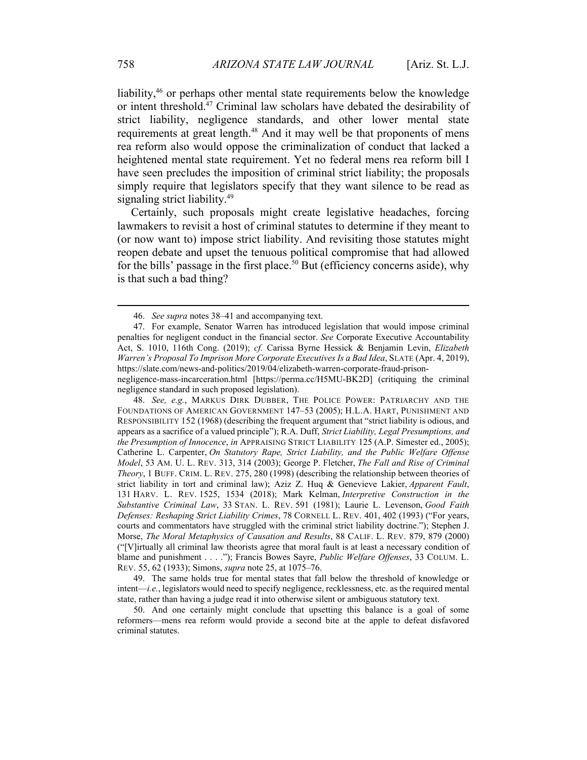liability,[46] or perhaps other mental state requirements below the knowledge or intent threshold.[47] Criminal law scholars have debated the desirability of strict liability, negligence standards, and other lower mental state requirements at great length.[48] And it may well be that proponents of mens rea reform also would oppose the criminalization of conduct that lacked a heightened mental state requirement. Yet no federal mens rea reform bill I have seen precludes the imposition of criminal strict liability; the proposals simply require that legislators specify that they want silence to be read as signaling strict liability.[49]

Certainly, such proposals might create legislative headaches, forcing lawmakers to revisit a host of criminal statutes to determine if they meant to (or now want to) impose strict liability. And revisiting those statutes might reopen debate and upset the tenuous political compromise that had allowed for the bills' passage in the first place.[50] But (efficiency concerns aside), why is that such a bad thing?

---

46. *See supra* notes 38–41 and accompanying text.

47. For example, Senator Warren has introduced legislation that would impose criminal penalties for negligent conduct in the financial sector. *See* Corporate Executive Accountability Act, S. 1010, 116th Cong. (2019); *cf.* Carissa Byrne Hessick & Benjamin Levin, *Elizabeth Warren's Proposal To Imprison More Corporate Executives Is a Bad Idea*, SLATE (Apr. 4, 2019), https://slate.com/news-and-politics/2019/04/elizabeth-warren-corporate-fraud-prison-negligence-mass-incarceration.html [https://perma.cc/H5MU-BK2D] (critiquing the criminal negligence standard in such proposed legislation).

48. *See, e.g.*, MARKUS DIRK DUBBER, THE POLICE POWER: PATRIARCHY AND THE FOUNDATIONS OF AMERICAN GOVERNMENT 147–53 (2005); H.L.A. HART, PUNISHMENT AND RESPONSIBILITY 152 (1968) (describing the frequent argument that "strict liability is odious, and appears as a sacrifice of a valued principle"); R.A. Duff, *Strict Liability, Legal Presumptions, and the Presumption of Innocence*, *in* APPRAISING STRICT LIABILITY 125 (A.P. Simester ed., 2005); Catherine L. Carpenter, *On Statutory Rape, Strict Liability, and the Public Welfare Offense Model*, 53 AM. U. L. REV. 313, 314 (2003); George P. Fletcher, *The Fall and Rise of Criminal Theory*, 1 BUFF. CRIM. L. REV. 275, 280 (1998) (describing the relationship between theories of strict liability in tort and criminal law); Aziz Z. Huq & Genevieve Lakier, *Apparent Fault*, 131 HARV. L. REV. 1525, 1534 (2018); Mark Kelman, *Interpretive Construction in the Substantive Criminal Law*, 33 STAN. L. REV. 591 (1981); Laurie L. Levenson, *Good Faith Defenses: Reshaping Strict Liability Crimes*, 78 CORNELL L. REV. 401, 402 (1993) ("For years, courts and commentators have struggled with the criminal strict liability doctrine."); Stephen J. Morse, *The Moral Metaphysics of Causation and Results*, 88 CALIF. L. REV. 879, 879 (2000) ("[V]irtually all criminal law theorists agree that moral fault is at least a necessary condition of blame and punishment . . . ."); Francis Bowes Sayre, *Public Welfare Offenses*, 33 COLUM. L. REV. 55, 62 (1933); Simons, *supra* note 25, at 1075–76.

49. The same holds true for mental states that fall below the threshold of knowledge or intent—*i.e.*, legislators would need to specify negligence, recklessness, etc. as the required mental state, rather than having a judge read it into otherwise silent or ambiguous statutory text.

50. And one certainly might conclude that upsetting this balance is a goal of some reformers—mens rea reform would provide a second bite at the apple to defeat disfavored criminal statutes.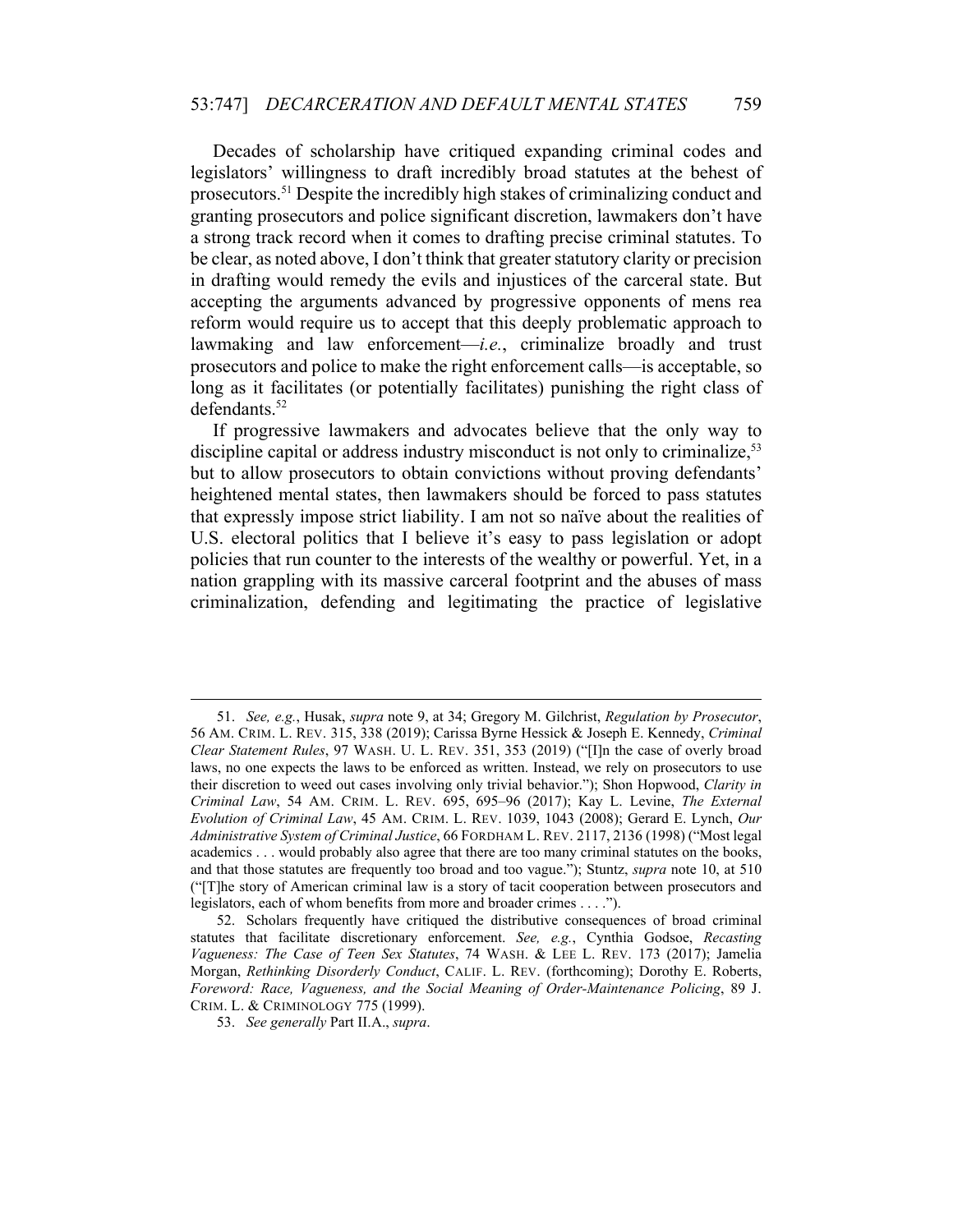Decades of scholarship have critiqued expanding criminal codes and legislators' willingness to draft incredibly broad statutes at the behest of prosecutors.[51] Despite the incredibly high stakes of criminalizing conduct and granting prosecutors and police significant discretion, lawmakers don't have a strong track record when it comes to drafting precise criminal statutes. To be clear, as noted above, I don't think that greater statutory clarity or precision in drafting would remedy the evils and injustices of the carceral state. But accepting the arguments advanced by progressive opponents of mens rea reform would require us to accept that this deeply problematic approach to lawmaking and law enforcement—*i.e.*, criminalize broadly and trust prosecutors and police to make the right enforcement calls—is acceptable, so long as it facilitates (or potentially facilitates) punishing the right class of defendants.[52]

If progressive lawmakers and advocates believe that the only way to discipline capital or address industry misconduct is not only to criminalize,[53] but to allow prosecutors to obtain convictions without proving defendants' heightened mental states, then lawmakers should be forced to pass statutes that expressly impose strict liability. I am not so naïve about the realities of U.S. electoral politics that I believe it's easy to pass legislation or adopt policies that run counter to the interests of the wealthy or powerful. Yet, in a nation grappling with its massive carceral footprint and the abuses of mass criminalization, defending and legitimating the practice of legislative

---

51. *See, e.g.*, Husak, *supra* note 9, at 34; Gregory M. Gilchrist, *Regulation by Prosecutor*, 56 AM. CRIM. L. REV. 315, 338 (2019); Carissa Byrne Hessick & Joseph E. Kennedy, *Criminal Clear Statement Rules*, 97 WASH. U. L. REV. 351, 353 (2019) ("[I]n the case of overly broad laws, no one expects the laws to be enforced as written. Instead, we rely on prosecutors to use their discretion to weed out cases involving only trivial behavior."); Shon Hopwood, *Clarity in Criminal Law*, 54 AM. CRIM. L. REV. 695, 695–96 (2017); Kay L. Levine, *The External Evolution of Criminal Law*, 45 AM. CRIM. L. REV. 1039, 1043 (2008); Gerard E. Lynch, *Our Administrative System of Criminal Justice*, 66 FORDHAM L. REV. 2117, 2136 (1998) ("Most legal academics . . . would probably also agree that there are too many criminal statutes on the books, and that those statutes are frequently too broad and too vague."); Stuntz, *supra* note 10, at 510 ("[T]he story of American criminal law is a story of tacit cooperation between prosecutors and legislators, each of whom benefits from more and broader crimes . . . .").

52. Scholars frequently have critiqued the distributive consequences of broad criminal statutes that facilitate discretionary enforcement. *See, e.g.*, Cynthia Godsoe, *Recasting Vagueness: The Case of Teen Sex Statutes*, 74 WASH. & LEE L. REV. 173 (2017); Jamelia Morgan, *Rethinking Disorderly Conduct*, CALIF. L. REV. (forthcoming); Dorothy E. Roberts, *Foreword: Race, Vagueness, and the Social Meaning of Order-Maintenance Policing*, 89 J. CRIM. L. & CRIMINOLOGY 775 (1999).

53. *See generally* Part II.A., *supra*.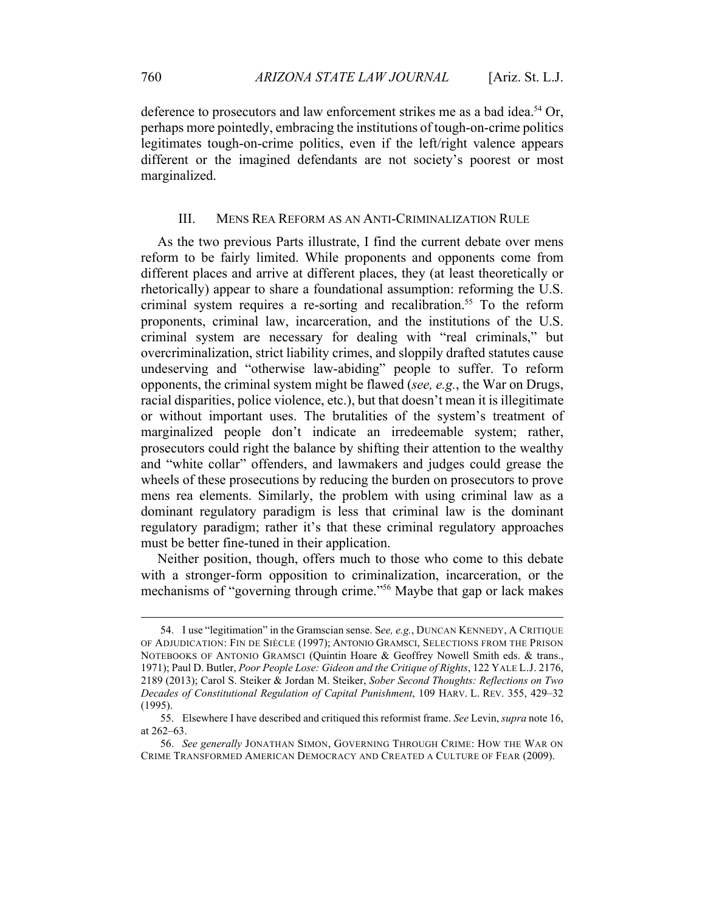deference to prosecutors and law enforcement strikes me as a bad idea.[54] Or, perhaps more pointedly, embracing the institutions of tough-on-crime politics legitimates tough-on-crime politics, even if the left/right valence appears different or the imagined defendants are not society's poorest or most marginalized.

## III. MENS REA REFORM AS AN ANTI-CRIMINALIZATION RULE

As the two previous Parts illustrate, I find the current debate over mens reform to be fairly limited. While proponents and opponents come from different places and arrive at different places, they (at least theoretically or rhetorically) appear to share a foundational assumption: reforming the U.S. criminal system requires a re-sorting and recalibration.[55] To the reform proponents, criminal law, incarceration, and the institutions of the U.S. criminal system are necessary for dealing with "real criminals," but overcriminalization, strict liability crimes, and sloppily drafted statutes cause undeserving and "otherwise law-abiding" people to suffer. To reform opponents, the criminal system might be flawed (*see, e.g.*, the War on Drugs, racial disparities, police violence, etc.), but that doesn't mean it is illegitimate or without important uses. The brutalities of the system's treatment of marginalized people don't indicate an irredeemable system; rather, prosecutors could right the balance by shifting their attention to the wealthy and "white collar" offenders, and lawmakers and judges could grease the wheels of these prosecutions by reducing the burden on prosecutors to prove mens rea elements. Similarly, the problem with using criminal law as a dominant regulatory paradigm is less that criminal law is the dominant regulatory paradigm; rather it's that these criminal regulatory approaches must be better fine-tuned in their application.

Neither position, though, offers much to those who come to this debate with a stronger-form opposition to criminalization, incarceration, or the mechanisms of "governing through crime."[56] Maybe that gap or lack makes

---

54. I use "legitimation" in the Gramscian sense. S*ee, e.g.*, DUNCAN KENNEDY, A CRITIQUE OF ADJUDICATION: FIN DE SIÈCLE (1997); ANTONIO GRAMSCI, SELECTIONS FROM THE PRISON NOTEBOOKS OF ANTONIO GRAMSCI (Quintin Hoare & Geoffrey Nowell Smith eds. & trans., 1971); Paul D. Butler, *Poor People Lose: Gideon and the Critique of Rights*, 122 YALE L.J. 2176, 2189 (2013); Carol S. Steiker & Jordan M. Steiker, *Sober Second Thoughts: Reflections on Two Decades of Constitutional Regulation of Capital Punishment*, 109 HARV. L. REV. 355, 429–32 (1995).

55. Elsewhere I have described and critiqued this reformist frame. *See* Levin, *supra* note 16, at 262–63.

56. *See generally* JONATHAN SIMON, GOVERNING THROUGH CRIME: HOW THE WAR ON CRIME TRANSFORMED AMERICAN DEMOCRACY AND CREATED A CULTURE OF FEAR (2009).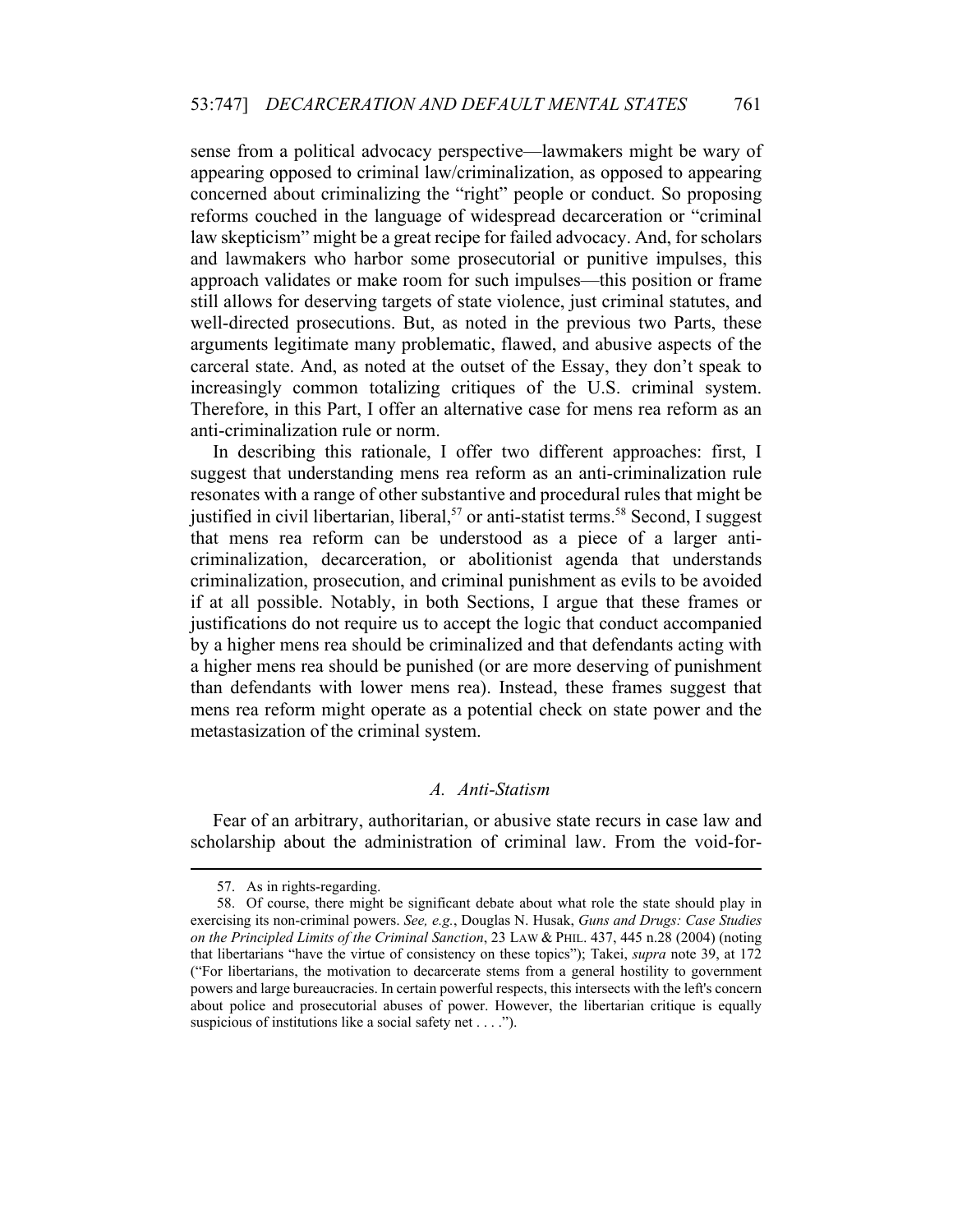sense from a political advocacy perspective—lawmakers might be wary of appearing opposed to criminal law/criminalization, as opposed to appearing concerned about criminalizing the "right" people or conduct. So proposing reforms couched in the language of widespread decarceration or "criminal law skepticism" might be a great recipe for failed advocacy. And, for scholars and lawmakers who harbor some prosecutorial or punitive impulses, this approach validates or make room for such impulses—this position or frame still allows for deserving targets of state violence, just criminal statutes, and well-directed prosecutions. But, as noted in the previous two Parts, these arguments legitimate many problematic, flawed, and abusive aspects of the carceral state. And, as noted at the outset of the Essay, they don't speak to increasingly common totalizing critiques of the U.S. criminal system. Therefore, in this Part, I offer an alternative case for mens rea reform as an anti-criminalization rule or norm.

In describing this rationale, I offer two different approaches: first, I suggest that understanding mens rea reform as an anti-criminalization rule resonates with a range of other substantive and procedural rules that might be justified in civil libertarian, liberal,[57] or anti-statist terms.[58] Second, I suggest that mens rea reform can be understood as a piece of a larger anti-criminalization, decarceration, or abolitionist agenda that understands criminalization, prosecution, and criminal punishment as evils to be avoided if at all possible. Notably, in both Sections, I argue that these frames or justifications do not require us to accept the logic that conduct accompanied by a higher mens rea should be criminalized and that defendants acting with a higher mens rea should be punished (or are more deserving of punishment than defendants with lower mens rea). Instead, these frames suggest that mens rea reform might operate as a potential check on state power and the metastasization of the criminal system.

### *A. Anti-Statism*

Fear of an arbitrary, authoritarian, or abusive state recurs in case law and scholarship about the administration of criminal law. From the void-for-

---

57. As in rights-regarding.

58. Of course, there might be significant debate about what role the state should play in exercising its non-criminal powers. *See, e.g.*, Douglas N. Husak, *Guns and Drugs: Case Studies on the Principled Limits of the Criminal Sanction*, 23 LAW & PHIL. 437, 445 n.28 (2004) (noting that libertarians "have the virtue of consistency on these topics"); Takei, *supra* note 39, at 172 ("For libertarians, the motivation to decarcerate stems from a general hostility to government powers and large bureaucracies. In certain powerful respects, this intersects with the left's concern about police and prosecutorial abuses of power. However, the libertarian critique is equally suspicious of institutions like a social safety net . . . .").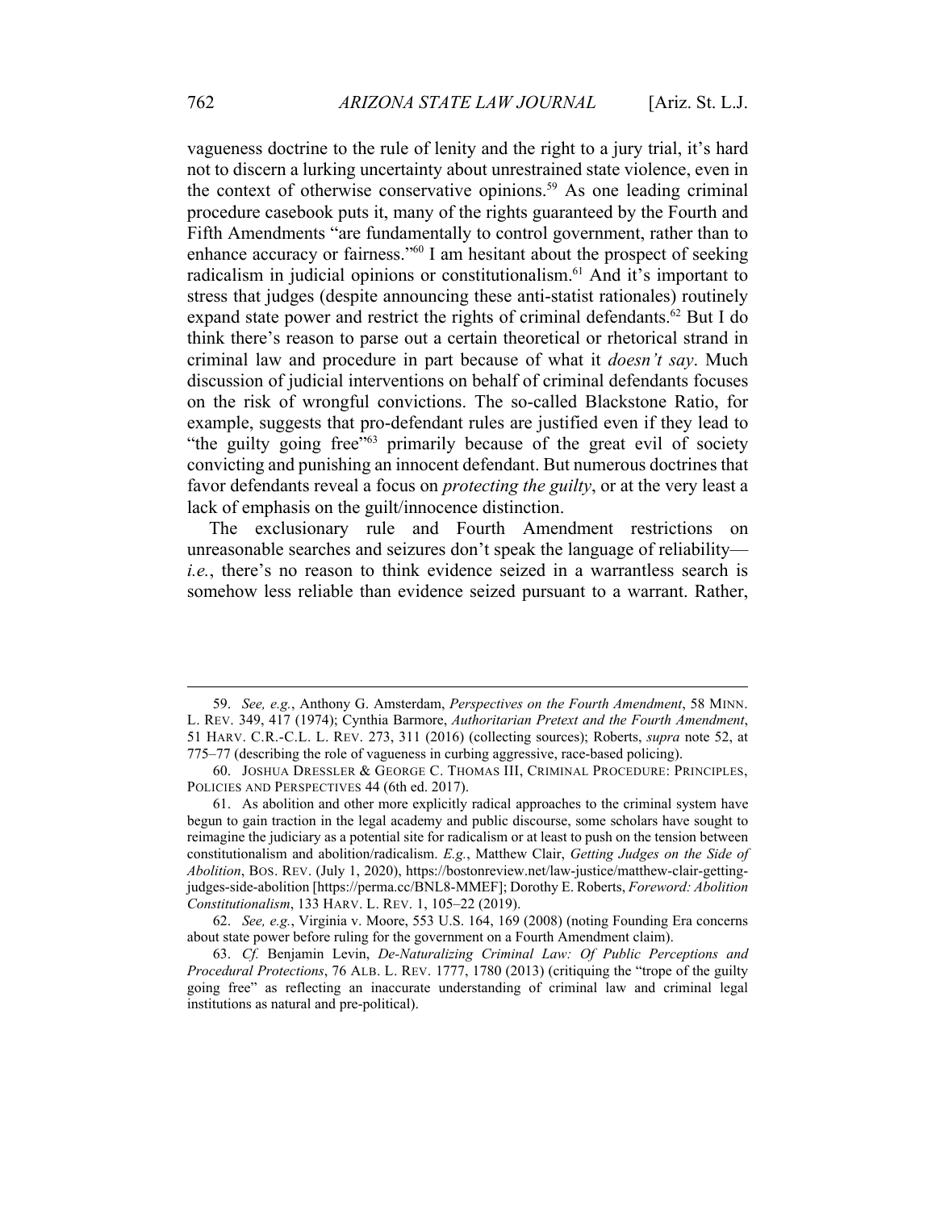vagueness doctrine to the rule of lenity and the right to a jury trial, it's hard not to discern a lurking uncertainty about unrestrained state violence, even in the context of otherwise conservative opinions.[59] As one leading criminal procedure casebook puts it, many of the rights guaranteed by the Fourth and Fifth Amendments "are fundamentally to control government, rather than to enhance accuracy or fairness."[60] I am hesitant about the prospect of seeking radicalism in judicial opinions or constitutionalism.[61] And it's important to stress that judges (despite announcing these anti-statist rationales) routinely expand state power and restrict the rights of criminal defendants.[62] But I do think there's reason to parse out a certain theoretical or rhetorical strand in criminal law and procedure in part because of what it *doesn't say*. Much discussion of judicial interventions on behalf of criminal defendants focuses on the risk of wrongful convictions. The so-called Blackstone Ratio, for example, suggests that pro-defendant rules are justified even if they lead to "the guilty going free"[63] primarily because of the great evil of society convicting and punishing an innocent defendant. But numerous doctrines that favor defendants reveal a focus on *protecting the guilty*, or at the very least a lack of emphasis on the guilt/innocence distinction.

The exclusionary rule and Fourth Amendment restrictions on unreasonable searches and seizures don't speak the language of reliability—*i.e.*, there's no reason to think evidence seized in a warrantless search is somehow less reliable than evidence seized pursuant to a warrant. Rather,

---

59. *See, e.g.*, Anthony G. Amsterdam, *Perspectives on the Fourth Amendment*, 58 MINN. L. REV. 349, 417 (1974); Cynthia Barmore, *Authoritarian Pretext and the Fourth Amendment*, 51 HARV. C.R.-C.L. L. REV. 273, 311 (2016) (collecting sources); Roberts, *supra* note 52, at 775–77 (describing the role of vagueness in curbing aggressive, race-based policing).

60. JOSHUA DRESSLER & GEORGE C. THOMAS III, CRIMINAL PROCEDURE: PRINCIPLES, POLICIES AND PERSPECTIVES 44 (6th ed. 2017).

61. As abolition and other more explicitly radical approaches to the criminal system have begun to gain traction in the legal academy and public discourse, some scholars have sought to reimagine the judiciary as a potential site for radicalism or at least to push on the tension between constitutionalism and abolition/radicalism. *E.g.*, Matthew Clair, *Getting Judges on the Side of Abolition*, BOS. REV. (July 1, 2020), https://bostonreview.net/law-justice/matthew-clair-getting-judges-side-abolition [https://perma.cc/BNL8-MMEF]; Dorothy E. Roberts, *Foreword: Abolition Constitutionalism*, 133 HARV. L. REV. 1, 105–22 (2019).

62. *See, e.g.*, Virginia v. Moore, 553 U.S. 164, 169 (2008) (noting Founding Era concerns about state power before ruling for the government on a Fourth Amendment claim).

63. *Cf.* Benjamin Levin, *De-Naturalizing Criminal Law: Of Public Perceptions and Procedural Protections*, 76 ALB. L. REV. 1777, 1780 (2013) (critiquing the "trope of the guilty going free" as reflecting an inaccurate understanding of criminal law and criminal legal institutions as natural and pre-political).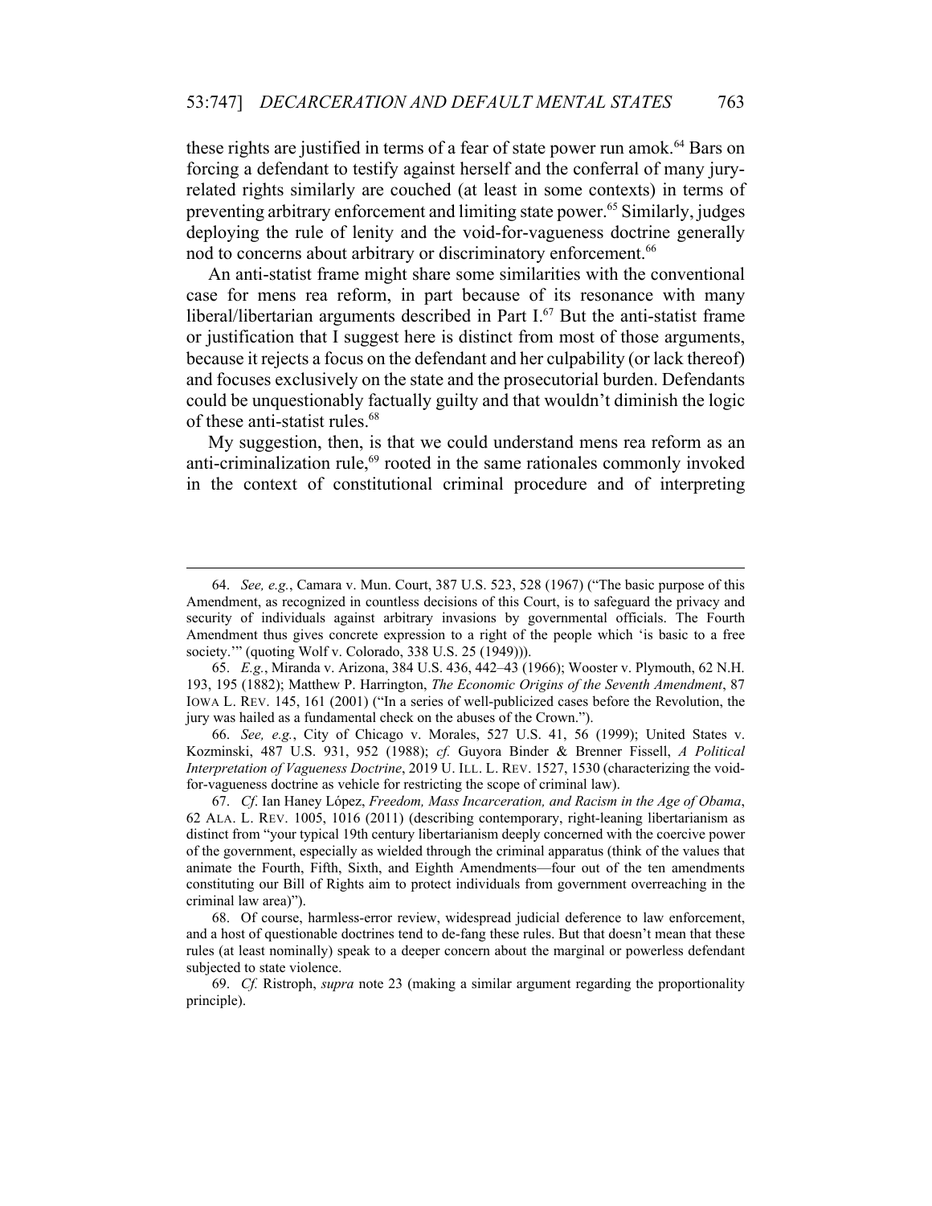these rights are justified in terms of a fear of state power run amok.[64] Bars on forcing a defendant to testify against herself and the conferral of many jury-related rights similarly are couched (at least in some contexts) in terms of preventing arbitrary enforcement and limiting state power.[65] Similarly, judges deploying the rule of lenity and the void-for-vagueness doctrine generally nod to concerns about arbitrary or discriminatory enforcement.[66]

An anti-statist frame might share some similarities with the conventional case for mens rea reform, in part because of its resonance with many liberal/libertarian arguments described in Part I.[67] But the anti-statist frame or justification that I suggest here is distinct from most of those arguments, because it rejects a focus on the defendant and her culpability (or lack thereof) and focuses exclusively on the state and the prosecutorial burden. Defendants could be unquestionably factually guilty and that wouldn't diminish the logic of these anti-statist rules.[68]

My suggestion, then, is that we could understand mens rea reform as an anti-criminalization rule,[69] rooted in the same rationales commonly invoked in the context of constitutional criminal procedure and of interpreting

---

64. *See, e.g.*, Camara v. Mun. Court, 387 U.S. 523, 528 (1967) ("The basic purpose of this Amendment, as recognized in countless decisions of this Court, is to safeguard the privacy and security of individuals against arbitrary invasions by governmental officials. The Fourth Amendment thus gives concrete expression to a right of the people which 'is basic to a free society.'" (quoting Wolf v. Colorado, 338 U.S. 25 (1949))).

65. *E.g.*, Miranda v. Arizona, 384 U.S. 436, 442–43 (1966); Wooster v. Plymouth, 62 N.H. 193, 195 (1882); Matthew P. Harrington, *The Economic Origins of the Seventh Amendment*, 87 IOWA L. REV. 145, 161 (2001) ("In a series of well-publicized cases before the Revolution, the jury was hailed as a fundamental check on the abuses of the Crown.").

66. *See, e.g.*, City of Chicago v. Morales, 527 U.S. 41, 56 (1999); United States v. Kozminski, 487 U.S. 931, 952 (1988); *cf.* Guyora Binder & Brenner Fissell, *A Political Interpretation of Vagueness Doctrine*, 2019 U. ILL. L. REV. 1527, 1530 (characterizing the void-for-vagueness doctrine as vehicle for restricting the scope of criminal law).

67. *Cf*. Ian Haney López, *Freedom, Mass Incarceration, and Racism in the Age of Obama*, 62 ALA. L. REV. 1005, 1016 (2011) (describing contemporary, right-leaning libertarianism as distinct from "your typical 19th century libertarianism deeply concerned with the coercive power of the government, especially as wielded through the criminal apparatus (think of the values that animate the Fourth, Fifth, Sixth, and Eighth Amendments—four out of the ten amendments constituting our Bill of Rights aim to protect individuals from government overreaching in the criminal law area)").

68. Of course, harmless-error review, widespread judicial deference to law enforcement, and a host of questionable doctrines tend to de-fang these rules. But that doesn't mean that these rules (at least nominally) speak to a deeper concern about the marginal or powerless defendant subjected to state violence.

69. *Cf.* Ristroph, *supra* note 23 (making a similar argument regarding the proportionality principle).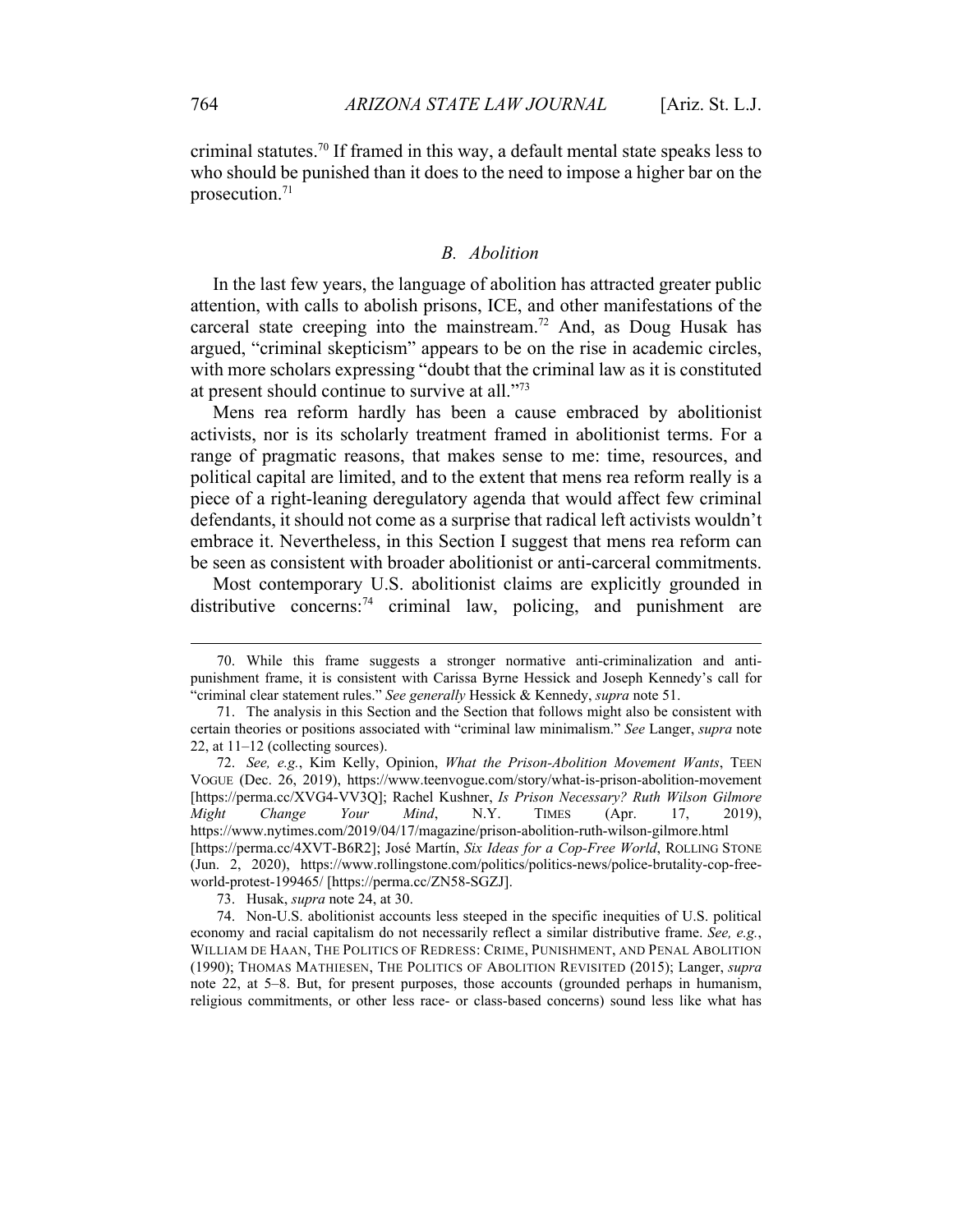criminal statutes.[70] If framed in this way, a default mental state speaks less to who should be punished than it does to the need to impose a higher bar on the prosecution.[71]

### *B. Abolition*

In the last few years, the language of abolition has attracted greater public attention, with calls to abolish prisons, ICE, and other manifestations of the carceral state creeping into the mainstream.[72] And, as Doug Husak has argued, "criminal skepticism" appears to be on the rise in academic circles, with more scholars expressing "doubt that the criminal law as it is constituted at present should continue to survive at all."[73]

Mens rea reform hardly has been a cause embraced by abolitionist activists, nor is its scholarly treatment framed in abolitionist terms. For a range of pragmatic reasons, that makes sense to me: time, resources, and political capital are limited, and to the extent that mens rea reform really is a piece of a right-leaning deregulatory agenda that would affect few criminal defendants, it should not come as a surprise that radical left activists wouldn't embrace it. Nevertheless, in this Section I suggest that mens rea reform can be seen as consistent with broader abolitionist or anti-carceral commitments.

Most contemporary U.S. abolitionist claims are explicitly grounded in distributive concerns:[74] criminal law, policing, and punishment are

---

70. While this frame suggests a stronger normative anti-criminalization and anti-punishment frame, it is consistent with Carissa Byrne Hessick and Joseph Kennedy's call for "criminal clear statement rules." *See generally* Hessick & Kennedy, *supra* note 51.

71. The analysis in this Section and the Section that follows might also be consistent with certain theories or positions associated with "criminal law minimalism." *See* Langer, *supra* note 22, at 11–12 (collecting sources).

72. *See, e.g.*, Kim Kelly, Opinion, *What the Prison-Abolition Movement Wants*, TEEN VOGUE (Dec. 26, 2019), https://www.teenvogue.com/story/what-is-prison-abolition-movement [https://perma.cc/XVG4-VV3Q]; Rachel Kushner, *Is Prison Necessary? Ruth Wilson Gilmore Might Change Your Mind*, N.Y. TIMES (Apr. 17, 2019), https://www.nytimes.com/2019/04/17/magazine/prison-abolition-ruth-wilson-gilmore.html [https://perma.cc/4XVT-B6R2]; José Martín, *Six Ideas for a Cop-Free World*, ROLLING STONE (Jun. 2, 2020), https://www.rollingstone.com/politics/politics-news/police-brutality-cop-free-world-protest-199465/ [https://perma.cc/ZN58-SGZJ].

73. Husak, *supra* note 24, at 30.

74. Non-U.S. abolitionist accounts less steeped in the specific inequities of U.S. political economy and racial capitalism do not necessarily reflect a similar distributive frame. *See, e.g.*, WILLIAM DE HAAN, THE POLITICS OF REDRESS: CRIME, PUNISHMENT, AND PENAL ABOLITION (1990); THOMAS MATHIESEN, THE POLITICS OF ABOLITION REVISITED (2015); Langer, *supra* note 22, at 5–8. But, for present purposes, those accounts (grounded perhaps in humanism, religious commitments, or other less race- or class-based concerns) sound less like what has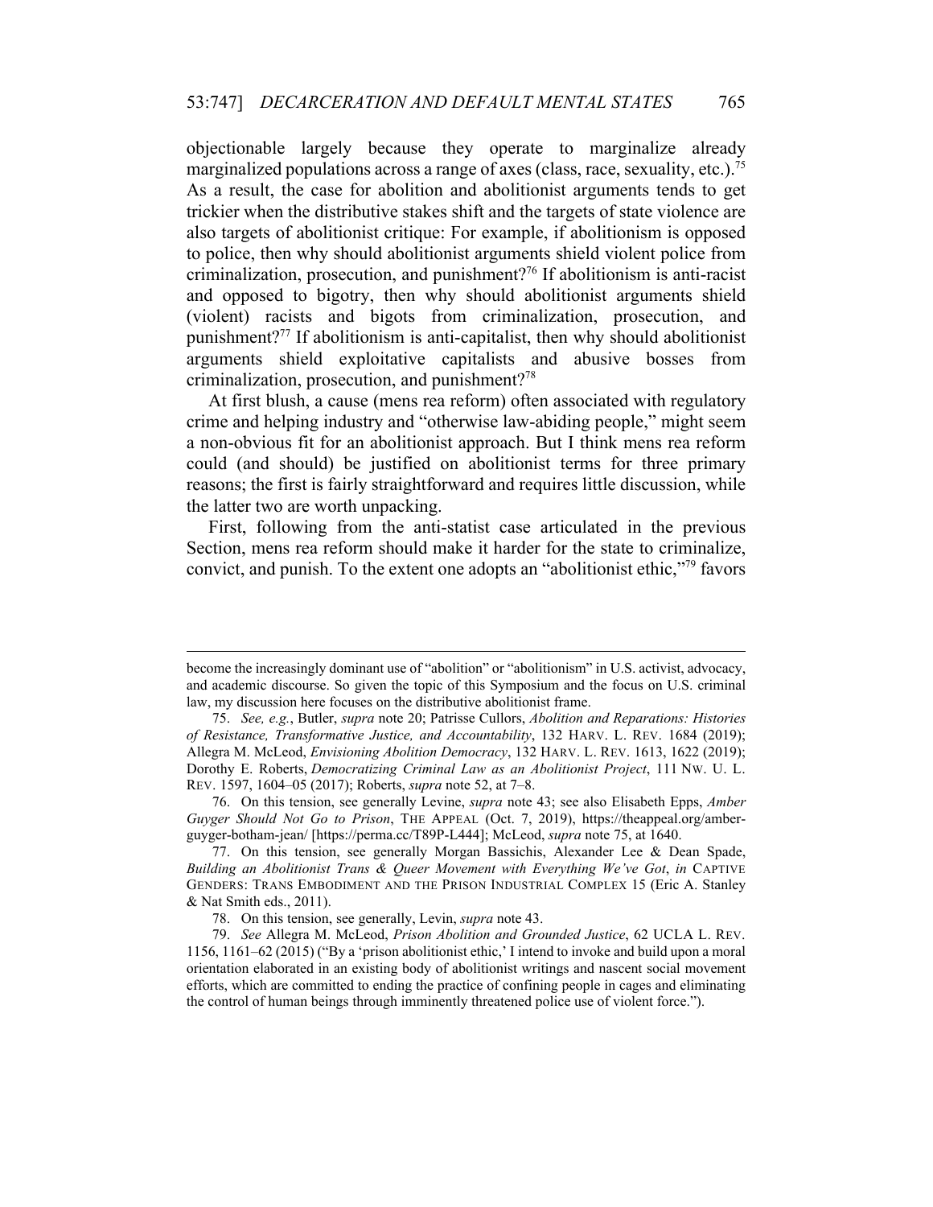objectionable largely because they operate to marginalize already marginalized populations across a range of axes (class, race, sexuality, etc.).[75] As a result, the case for abolition and abolitionist arguments tends to get trickier when the distributive stakes shift and the targets of state violence are also targets of abolitionist critique: For example, if abolitionism is opposed to police, then why should abolitionist arguments shield violent police from criminalization, prosecution, and punishment?[76] If abolitionism is anti-racist and opposed to bigotry, then why should abolitionist arguments shield (violent) racists and bigots from criminalization, prosecution, and punishment?[77] If abolitionism is anti-capitalist, then why should abolitionist arguments shield exploitative capitalists and abusive bosses from criminalization, prosecution, and punishment?[78]

At first blush, a cause (mens rea reform) often associated with regulatory crime and helping industry and "otherwise law-abiding people," might seem a non-obvious fit for an abolitionist approach. But I think mens rea reform could (and should) be justified on abolitionist terms for three primary reasons; the first is fairly straightforward and requires little discussion, while the latter two are worth unpacking.

First, following from the anti-statist case articulated in the previous Section, mens rea reform should make it harder for the state to criminalize, convict, and punish. To the extent one adopts an "abolitionist ethic,"[79] favors

---

become the increasingly dominant use of "abolition" or "abolitionism" in U.S. activist, advocacy, and academic discourse. So given the topic of this Symposium and the focus on U.S. criminal law, my discussion here focuses on the distributive abolitionist frame.

75. *See, e.g.*, Butler, *supra* note 20; Patrisse Cullors, *Abolition and Reparations: Histories of Resistance, Transformative Justice, and Accountability*, 132 HARV. L. REV. 1684 (2019); Allegra M. McLeod, *Envisioning Abolition Democracy*, 132 HARV. L. REV. 1613, 1622 (2019); Dorothy E. Roberts, *Democratizing Criminal Law as an Abolitionist Project*, 111 NW. U. L. REV. 1597, 1604–05 (2017); Roberts, *supra* note 52, at 7–8.

76. On this tension, see generally Levine, *supra* note 43; see also Elisabeth Epps, *Amber Guyger Should Not Go to Prison*, THE APPEAL (Oct. 7, 2019), https://theappeal.org/amber-guyger-botham-jean/ [https://perma.cc/T89P-L444]; McLeod, *supra* note 75, at 1640.

77. On this tension, see generally Morgan Bassichis, Alexander Lee & Dean Spade, *Building an Abolitionist Trans & Queer Movement with Everything We've Got*, *in* CAPTIVE GENDERS: TRANS EMBODIMENT AND THE PRISON INDUSTRIAL COMPLEX 15 (Eric A. Stanley & Nat Smith eds., 2011).

78. On this tension, see generally, Levin, *supra* note 43.

79. *See* Allegra M. McLeod, *Prison Abolition and Grounded Justice*, 62 UCLA L. REV. 1156, 1161–62 (2015) ("By a 'prison abolitionist ethic,' I intend to invoke and build upon a moral orientation elaborated in an existing body of abolitionist writings and nascent social movement efforts, which are committed to ending the practice of confining people in cages and eliminating the control of human beings through imminently threatened police use of violent force.").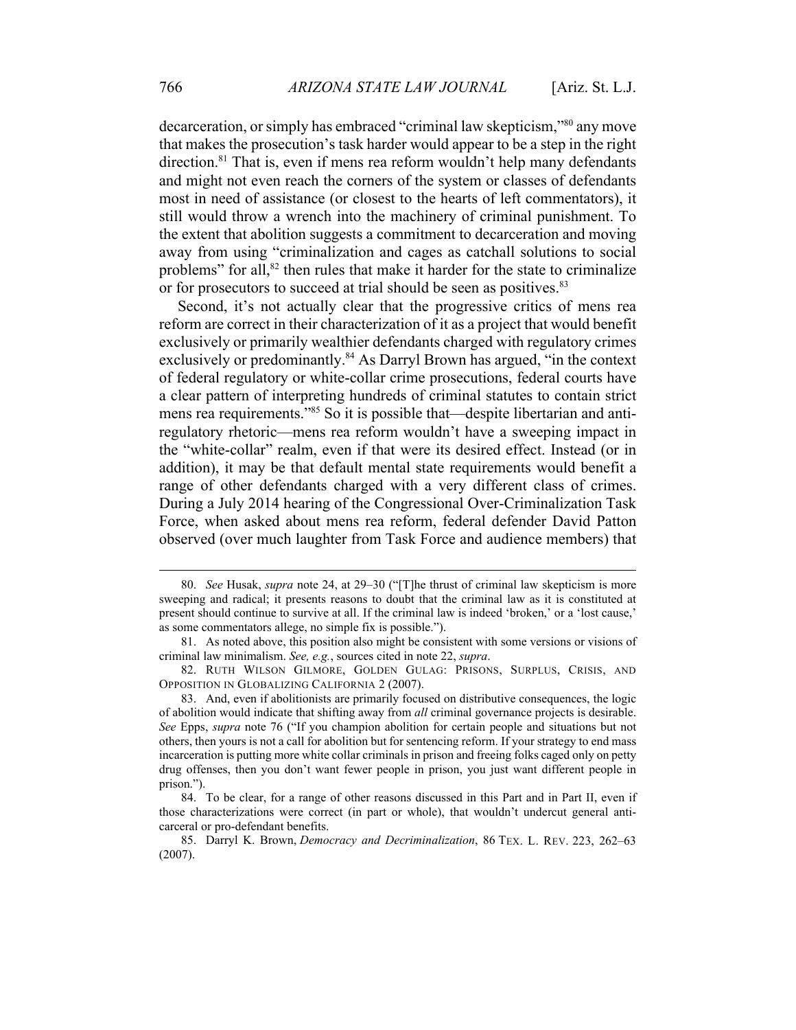decarceration, or simply has embraced "criminal law skepticism,"[80] any move that makes the prosecution's task harder would appear to be a step in the right direction.[81] That is, even if mens rea reform wouldn't help many defendants and might not even reach the corners of the system or classes of defendants most in need of assistance (or closest to the hearts of left commentators), it still would throw a wrench into the machinery of criminal punishment. To the extent that abolition suggests a commitment to decarceration and moving away from using "criminalization and cages as catchall solutions to social problems" for all,[82] then rules that make it harder for the state to criminalize or for prosecutors to succeed at trial should be seen as positives.[83]

Second, it's not actually clear that the progressive critics of mens rea reform are correct in their characterization of it as a project that would benefit exclusively or primarily wealthier defendants charged with regulatory crimes exclusively or predominantly.[84] As Darryl Brown has argued, "in the context of federal regulatory or white-collar crime prosecutions, federal courts have a clear pattern of interpreting hundreds of criminal statutes to contain strict mens rea requirements."[85] So it is possible that—despite libertarian and anti-regulatory rhetoric—mens rea reform wouldn't have a sweeping impact in the "white-collar" realm, even if that were its desired effect. Instead (or in addition), it may be that default mental state requirements would benefit a range of other defendants charged with a very different class of crimes. During a July 2014 hearing of the Congressional Over-Criminalization Task Force, when asked about mens rea reform, federal defender David Patton observed (over much laughter from Task Force and audience members) that

---

80. *See* Husak, *supra* note 24, at 29–30 ("[T]he thrust of criminal law skepticism is more sweeping and radical; it presents reasons to doubt that the criminal law as it is constituted at present should continue to survive at all. If the criminal law is indeed 'broken,' or a 'lost cause,' as some commentators allege, no simple fix is possible.").

81. As noted above, this position also might be consistent with some versions or visions of criminal law minimalism. *See, e.g.*, sources cited in note 22, *supra*.

82. RUTH WILSON GILMORE, GOLDEN GULAG: PRISONS, SURPLUS, CRISIS, AND OPPOSITION IN GLOBALIZING CALIFORNIA 2 (2007).

83. And, even if abolitionists are primarily focused on distributive consequences, the logic of abolition would indicate that shifting away from *all* criminal governance projects is desirable. *See* Epps, *supra* note 76 ("If you champion abolition for certain people and situations but not others, then yours is not a call for abolition but for sentencing reform. If your strategy to end mass incarceration is putting more white collar criminals in prison and freeing folks caged only on petty drug offenses, then you don't want fewer people in prison, you just want different people in prison.").

84. To be clear, for a range of other reasons discussed in this Part and in Part II, even if those characterizations were correct (in part or whole), that wouldn't undercut general anti-carceral or pro-defendant benefits.

85. Darryl K. Brown, *Democracy and Decriminalization*, 86 TEX. L. REV. 223, 262–63 (2007).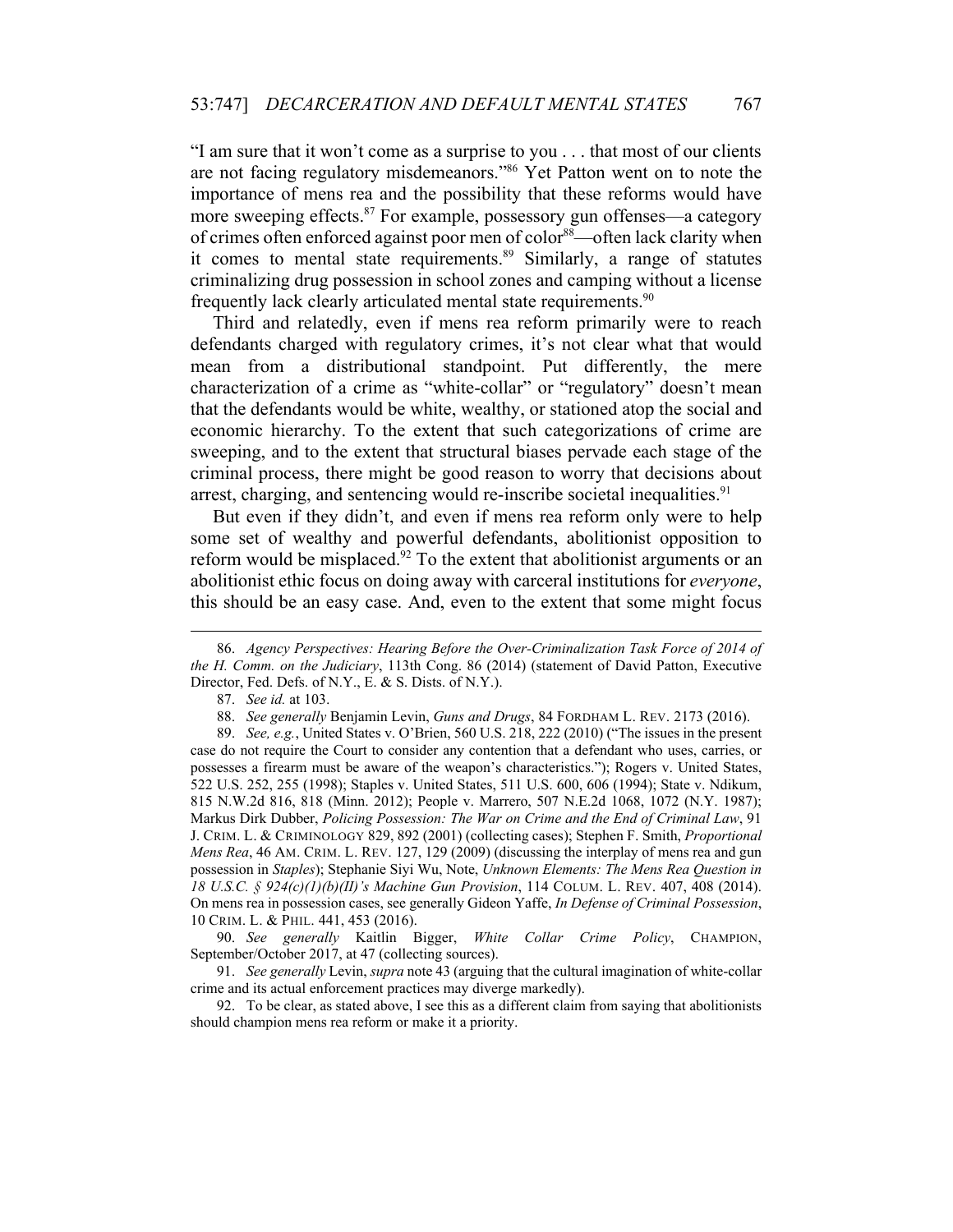"I am sure that it won't come as a surprise to you . . . that most of our clients are not facing regulatory misdemeanors."[86] Yet Patton went on to note the importance of mens rea and the possibility that these reforms would have more sweeping effects.[87] For example, possessory gun offenses—a category of crimes often enforced against poor men of color[88]—often lack clarity when it comes to mental state requirements.[89] Similarly, a range of statutes criminalizing drug possession in school zones and camping without a license frequently lack clearly articulated mental state requirements.[90]

Third and relatedly, even if mens rea reform primarily were to reach defendants charged with regulatory crimes, it's not clear what that would mean from a distributional standpoint. Put differently, the mere characterization of a crime as "white-collar" or "regulatory" doesn't mean that the defendants would be white, wealthy, or stationed atop the social and economic hierarchy. To the extent that such categorizations of crime are sweeping, and to the extent that structural biases pervade each stage of the criminal process, there might be good reason to worry that decisions about arrest, charging, and sentencing would re-inscribe societal inequalities.[91]

But even if they didn't, and even if mens rea reform only were to help some set of wealthy and powerful defendants, abolitionist opposition to reform would be misplaced.[92] To the extent that abolitionist arguments or an abolitionist ethic focus on doing away with carceral institutions for *everyone*, this should be an easy case. And, even to the extent that some might focus

---

86. *Agency Perspectives: Hearing Before the Over-Criminalization Task Force of 2014 of the H. Comm. on the Judiciary*, 113th Cong. 86 (2014) (statement of David Patton, Executive Director, Fed. Defs. of N.Y., E. & S. Dists. of N.Y.).

87. *See id.* at 103.

88. *See generally* Benjamin Levin, *Guns and Drugs*, 84 FORDHAM L. REV. 2173 (2016).

89. *See, e.g.*, United States v. O'Brien, 560 U.S. 218, 222 (2010) ("The issues in the present case do not require the Court to consider any contention that a defendant who uses, carries, or possesses a firearm must be aware of the weapon's characteristics."); Rogers v. United States, 522 U.S. 252, 255 (1998); Staples v. United States, 511 U.S. 600, 606 (1994); State v. Ndikum, 815 N.W.2d 816, 818 (Minn. 2012); People v. Marrero, 507 N.E.2d 1068, 1072 (N.Y. 1987); Markus Dirk Dubber, *Policing Possession: The War on Crime and the End of Criminal Law*, 91 J. CRIM. L. & CRIMINOLOGY 829, 892 (2001) (collecting cases); Stephen F. Smith, *Proportional Mens Rea*, 46 AM. CRIM. L. REV. 127, 129 (2009) (discussing the interplay of mens rea and gun possession in *Staples*); Stephanie Siyi Wu, Note, *Unknown Elements: The Mens Rea Question in 18 U.S.C. § 924(c)(1)(b)(II)'s Machine Gun Provision*, 114 COLUM. L. REV. 407, 408 (2014). On mens rea in possession cases, see generally Gideon Yaffe, *In Defense of Criminal Possession*, 10 CRIM. L. & PHIL. 441, 453 (2016).

90. *See generally* Kaitlin Bigger, *White Collar Crime Policy*, CHAMPION, September/October 2017, at 47 (collecting sources).

91. *See generally* Levin, *supra* note 43 (arguing that the cultural imagination of white-collar crime and its actual enforcement practices may diverge markedly).

92. To be clear, as stated above, I see this as a different claim from saying that abolitionists should champion mens rea reform or make it a priority.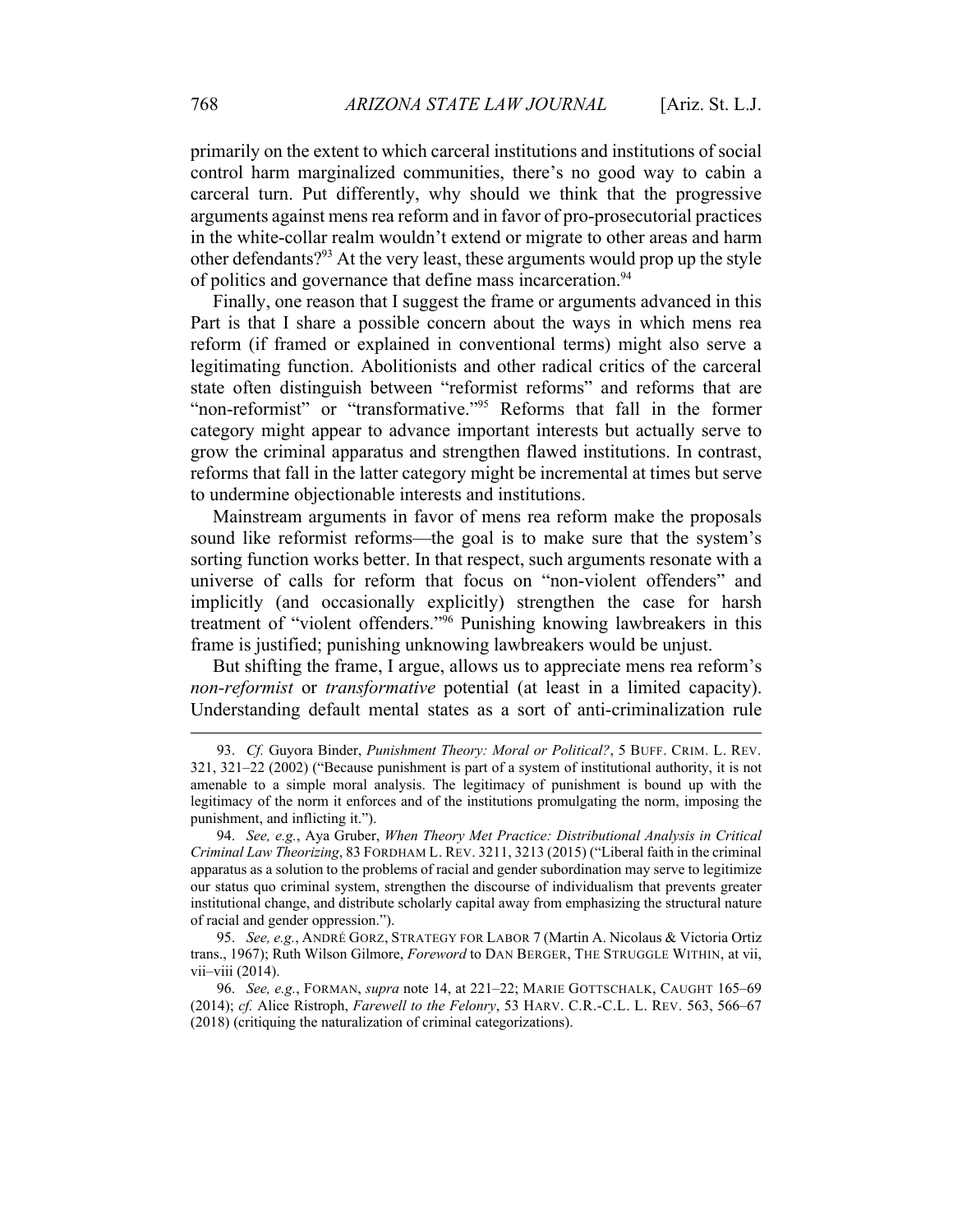primarily on the extent to which carceral institutions and institutions of social control harm marginalized communities, there's no good way to cabin a carceral turn. Put differently, why should we think that the progressive arguments against mens rea reform and in favor of pro-prosecutorial practices in the white-collar realm wouldn't extend or migrate to other areas and harm other defendants?[93] At the very least, these arguments would prop up the style of politics and governance that define mass incarceration.[94]

Finally, one reason that I suggest the frame or arguments advanced in this Part is that I share a possible concern about the ways in which mens rea reform (if framed or explained in conventional terms) might also serve a legitimating function. Abolitionists and other radical critics of the carceral state often distinguish between "reformist reforms" and reforms that are "non-reformist" or "transformative."[95] Reforms that fall in the former category might appear to advance important interests but actually serve to grow the criminal apparatus and strengthen flawed institutions. In contrast, reforms that fall in the latter category might be incremental at times but serve to undermine objectionable interests and institutions.

Mainstream arguments in favor of mens rea reform make the proposals sound like reformist reforms—the goal is to make sure that the system's sorting function works better. In that respect, such arguments resonate with a universe of calls for reform that focus on "non-violent offenders" and implicitly (and occasionally explicitly) strengthen the case for harsh treatment of "violent offenders."[96] Punishing knowing lawbreakers in this frame is justified; punishing unknowing lawbreakers would be unjust.

But shifting the frame, I argue, allows us to appreciate mens rea reform's *non-reformist* or *transformative* potential (at least in a limited capacity). Understanding default mental states as a sort of anti-criminalization rule

---

93. *Cf.* Guyora Binder, *Punishment Theory: Moral or Political?*, 5 BUFF. CRIM. L. REV. 321, 321–22 (2002) ("Because punishment is part of a system of institutional authority, it is not amenable to a simple moral analysis. The legitimacy of punishment is bound up with the legitimacy of the norm it enforces and of the institutions promulgating the norm, imposing the punishment, and inflicting it.").

94. *See, e.g.*, Aya Gruber, *When Theory Met Practice: Distributional Analysis in Critical Criminal Law Theorizing*, 83 FORDHAM L. REV. 3211, 3213 (2015) ("Liberal faith in the criminal apparatus as a solution to the problems of racial and gender subordination may serve to legitimize our status quo criminal system, strengthen the discourse of individualism that prevents greater institutional change, and distribute scholarly capital away from emphasizing the structural nature of racial and gender oppression.").

95. *See, e.g.*, ANDRÉ GORZ, STRATEGY FOR LABOR 7 (Martin A. Nicolaus & Victoria Ortiz trans., 1967); Ruth Wilson Gilmore, *Foreword* to DAN BERGER, THE STRUGGLE WITHIN, at vii, vii–viii (2014).

96. *See, e.g.*, FORMAN, *supra* note 14, at 221–22; MARIE GOTTSCHALK, CAUGHT 165–69 (2014); *cf.* Alice Ristroph, *Farewell to the Felonry*, 53 HARV. C.R.-C.L. L. REV. 563, 566–67 (2018) (critiquing the naturalization of criminal categorizations).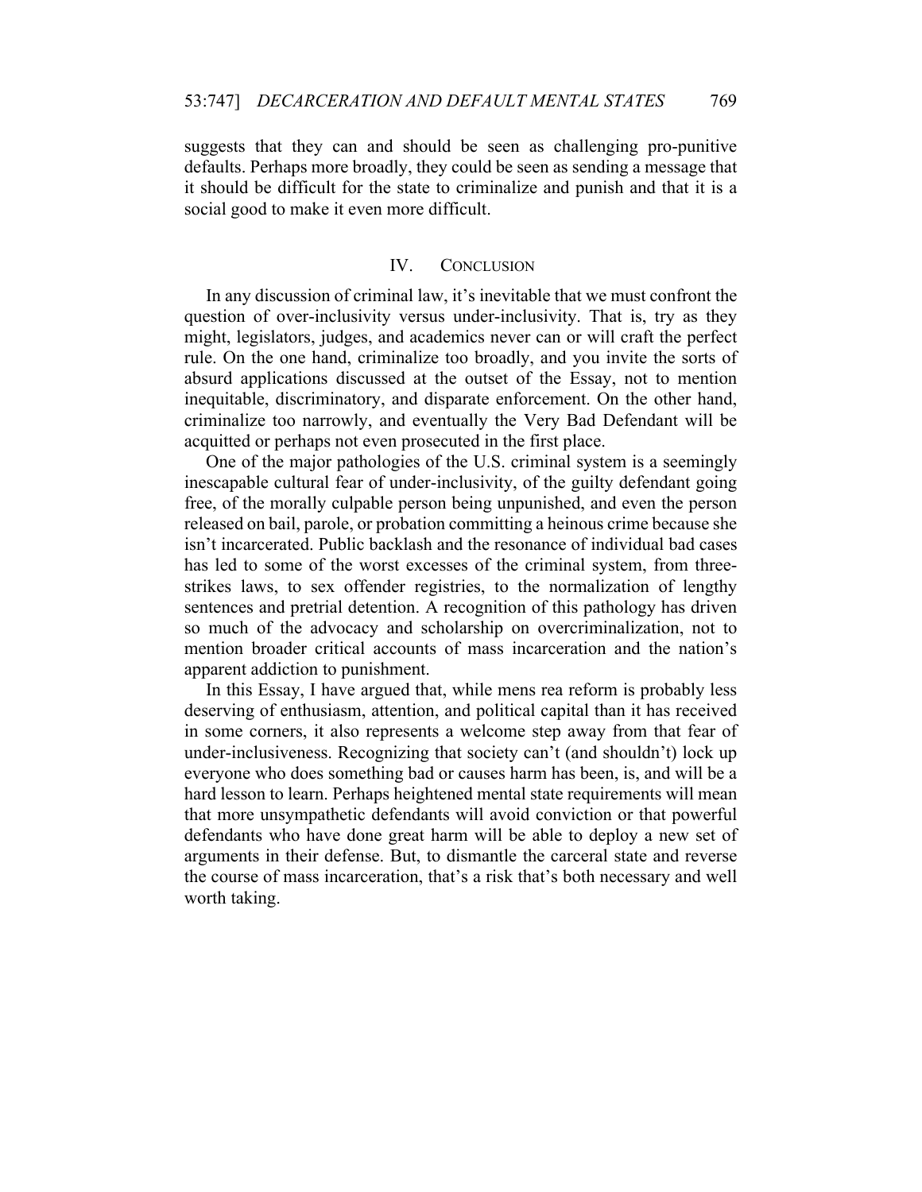suggests that they can and should be seen as challenging pro-punitive defaults. Perhaps more broadly, they could be seen as sending a message that it should be difficult for the state to criminalize and punish and that it is a social good to make it even more difficult.

## IV. CONCLUSION

In any discussion of criminal law, it's inevitable that we must confront the question of over-inclusivity versus under-inclusivity. That is, try as they might, legislators, judges, and academics never can or will craft the perfect rule. On the one hand, criminalize too broadly, and you invite the sorts of absurd applications discussed at the outset of the Essay, not to mention inequitable, discriminatory, and disparate enforcement. On the other hand, criminalize too narrowly, and eventually the Very Bad Defendant will be acquitted or perhaps not even prosecuted in the first place.

One of the major pathologies of the U.S. criminal system is a seemingly inescapable cultural fear of under-inclusivity, of the guilty defendant going free, of the morally culpable person being unpunished, and even the person released on bail, parole, or probation committing a heinous crime because she isn't incarcerated. Public backlash and the resonance of individual bad cases has led to some of the worst excesses of the criminal system, from three-strikes laws, to sex offender registries, to the normalization of lengthy sentences and pretrial detention. A recognition of this pathology has driven so much of the advocacy and scholarship on overcriminalization, not to mention broader critical accounts of mass incarceration and the nation's apparent addiction to punishment.

In this Essay, I have argued that, while mens rea reform is probably less deserving of enthusiasm, attention, and political capital than it has received in some corners, it also represents a welcome step away from that fear of under-inclusiveness. Recognizing that society can't (and shouldn't) lock up everyone who does something bad or causes harm has been, is, and will be a hard lesson to learn. Perhaps heightened mental state requirements will mean that more unsympathetic defendants will avoid conviction or that powerful defendants who have done great harm will be able to deploy a new set of arguments in their defense. But, to dismantle the carceral state and reverse the course of mass incarceration, that's a risk that's both necessary and well worth taking.